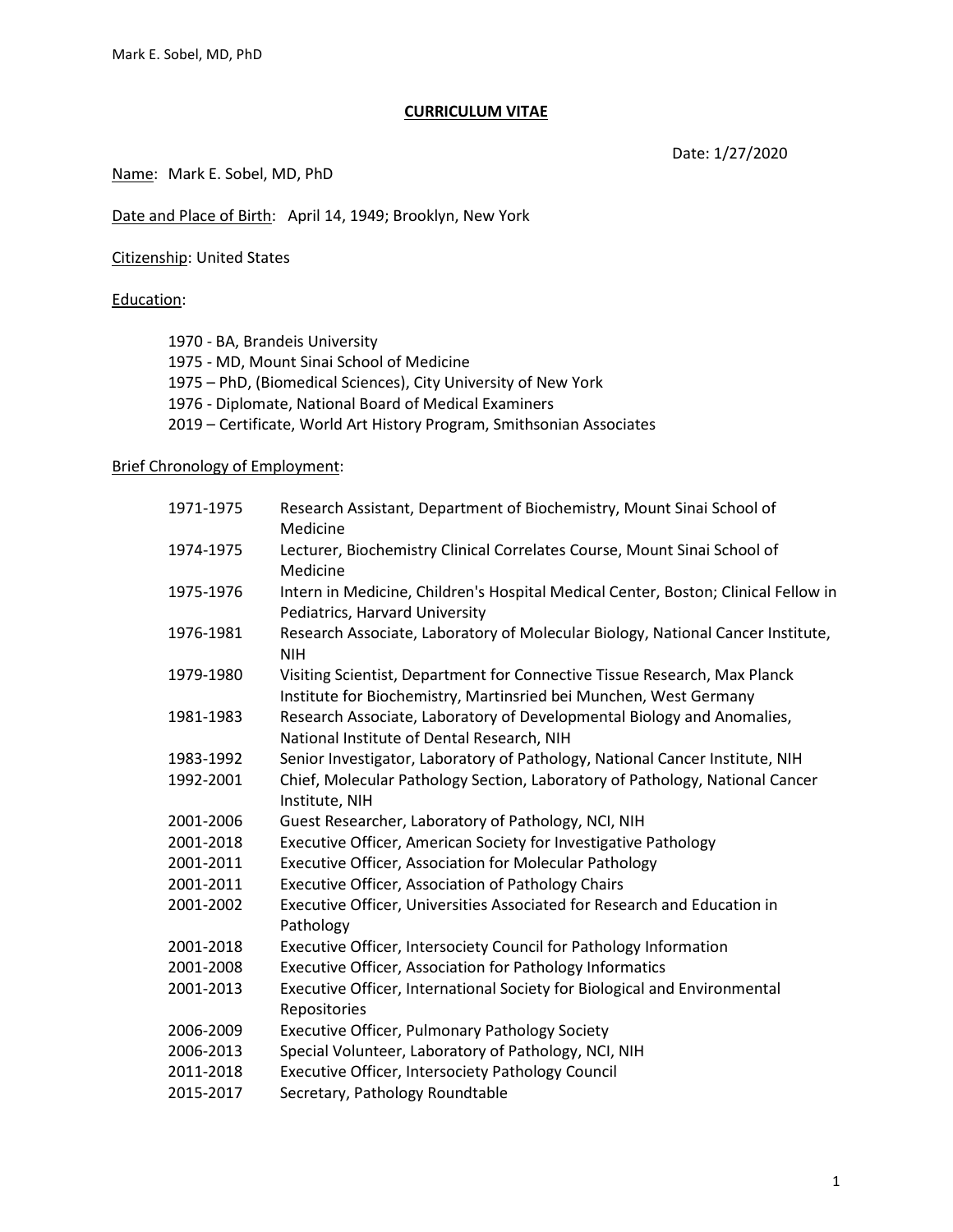# CURRICULUM VITAE

Date: 1/27/2020

Name: Mark E. Sobel, MD, PhD

Date and Place of Birth: April 14, 1949; Brooklyn, New York

Citizenship: United States

Education:

1970 - BA, Brandeis University
1975 - MD, Mount Sinai School of Medicine
1975 – PhD, (Biomedical Sciences), City University of New York
1976 - Diplomate, National Board of Medical Examiners
2019 – Certificate, World Art History Program, Smithsonian Associates

Brief Chronology of Employment:

| | |
|---|---|
| 1971-1975 | Research Assistant, Department of Biochemistry, Mount Sinai School of Medicine |
| 1974-1975 | Lecturer, Biochemistry Clinical Correlates Course, Mount Sinai School of Medicine |
| 1975-1976 | Intern in Medicine, Children's Hospital Medical Center, Boston; Clinical Fellow in Pediatrics, Harvard University |
| 1976-1981 | Research Associate, Laboratory of Molecular Biology, National Cancer Institute, NIH |
| 1979-1980 | Visiting Scientist, Department for Connective Tissue Research, Max Planck Institute for Biochemistry, Martinsried bei Munchen, West Germany |
| 1981-1983 | Research Associate, Laboratory of Developmental Biology and Anomalies, National Institute of Dental Research, NIH |
| 1983-1992 | Senior Investigator, Laboratory of Pathology, National Cancer Institute, NIH |
| 1992-2001 | Chief, Molecular Pathology Section, Laboratory of Pathology, National Cancer Institute, NIH |
| 2001-2006 | Guest Researcher, Laboratory of Pathology, NCI, NIH |
| 2001-2018 | Executive Officer, American Society for Investigative Pathology |
| 2001-2011 | Executive Officer, Association for Molecular Pathology |
| 2001-2011 | Executive Officer, Association of Pathology Chairs |
| 2001-2002 | Executive Officer, Universities Associated for Research and Education in Pathology |
| 2001-2018 | Executive Officer, Intersociety Council for Pathology Information |
| 2001-2008 | Executive Officer, Association for Pathology Informatics |
| 2001-2013 | Executive Officer, International Society for Biological and Environmental Repositories |
| 2006-2009 | Executive Officer, Pulmonary Pathology Society |
| 2006-2013 | Special Volunteer, Laboratory of Pathology, NCI, NIH |
| 2011-2018 | Executive Officer, Intersociety Pathology Council |
| 2015-2017 | Secretary, Pathology Roundtable |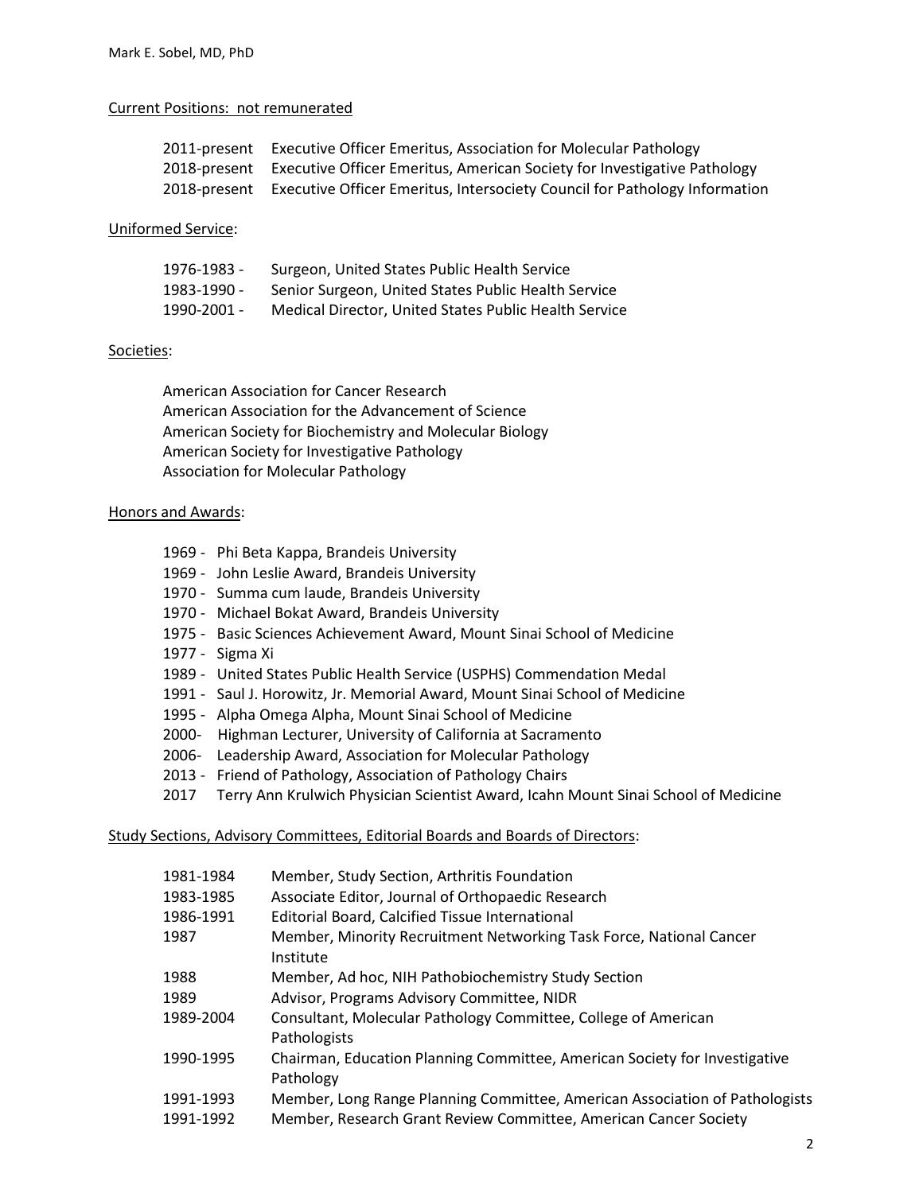## Current Positions: not remunerated

| | |
|---|---|
| 2011-present | Executive Officer Emeritus, Association for Molecular Pathology |
| 2018-present | Executive Officer Emeritus, American Society for Investigative Pathology |
| 2018-present | Executive Officer Emeritus, Intersociety Council for Pathology Information |

## Uniformed Service:

| | |
|---|---|
| 1976-1983 - | Surgeon, United States Public Health Service |
| 1983-1990 - | Senior Surgeon, United States Public Health Service |
| 1990-2001 - | Medical Director, United States Public Health Service |

## Societies:

American Association for Cancer Research
American Association for the Advancement of Science
American Society for Biochemistry and Molecular Biology
American Society for Investigative Pathology
Association for Molecular Pathology

## Honors and Awards:

- 1969 - Phi Beta Kappa, Brandeis University
- 1969 - John Leslie Award, Brandeis University
- 1970 - Summa cum laude, Brandeis University
- 1970 - Michael Bokat Award, Brandeis University
- 1975 - Basic Sciences Achievement Award, Mount Sinai School of Medicine
- 1977 - Sigma Xi
- 1989 - United States Public Health Service (USPHS) Commendation Medal
- 1991 - Saul J. Horowitz, Jr. Memorial Award, Mount Sinai School of Medicine
- 1995 - Alpha Omega Alpha, Mount Sinai School of Medicine
- 2000- Highman Lecturer, University of California at Sacramento
- 2006- Leadership Award, Association for Molecular Pathology
- 2013 - Friend of Pathology, Association of Pathology Chairs
- 2017 Terry Ann Krulwich Physician Scientist Award, Icahn Mount Sinai School of Medicine

## Study Sections, Advisory Committees, Editorial Boards and Boards of Directors:

| | |
|---|---|
| 1981-1984 | Member, Study Section, Arthritis Foundation |
| 1983-1985 | Associate Editor, Journal of Orthopaedic Research |
| 1986-1991 | Editorial Board, Calcified Tissue International |
| 1987 | Member, Minority Recruitment Networking Task Force, National Cancer Institute |
| 1988 | Member, Ad hoc, NIH Pathobiochemistry Study Section |
| 1989 | Advisor, Programs Advisory Committee, NIDR |
| 1989-2004 | Consultant, Molecular Pathology Committee, College of American Pathologists |
| 1990-1995 | Chairman, Education Planning Committee, American Society for Investigative Pathology |
| 1991-1993 | Member, Long Range Planning Committee, American Association of Pathologists |
| 1991-1992 | Member, Research Grant Review Committee, American Cancer Society |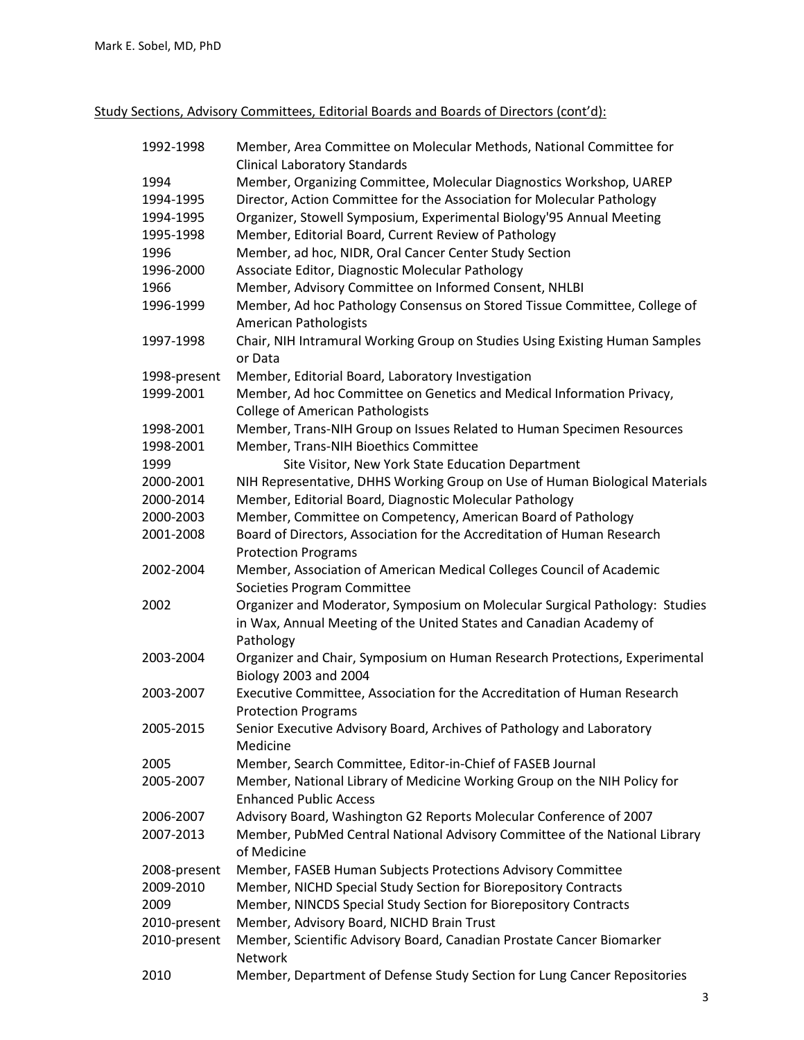<u>Study Sections, Advisory Committees, Editorial Boards and Boards of Directors (cont'd):</u>

| | |
|---|---|
| 1992-1998 | Member, Area Committee on Molecular Methods, National Committee for Clinical Laboratory Standards |
| 1994 | Member, Organizing Committee, Molecular Diagnostics Workshop, UAREP |
| 1994-1995 | Director, Action Committee for the Association for Molecular Pathology |
| 1994-1995 | Organizer, Stowell Symposium, Experimental Biology'95 Annual Meeting |
| 1995-1998 | Member, Editorial Board, Current Review of Pathology |
| 1996 | Member, ad hoc, NIDR, Oral Cancer Center Study Section |
| 1996-2000 | Associate Editor, Diagnostic Molecular Pathology |
| 1966 | Member, Advisory Committee on Informed Consent, NHLBI |
| 1996-1999 | Member, Ad hoc Pathology Consensus on Stored Tissue Committee, College of American Pathologists |
| 1997-1998 | Chair, NIH Intramural Working Group on Studies Using Existing Human Samples or Data |
| 1998-present | Member, Editorial Board, Laboratory Investigation |
| 1999-2001 | Member, Ad hoc Committee on Genetics and Medical Information Privacy, College of American Pathologists |
| 1998-2001 | Member, Trans-NIH Group on Issues Related to Human Specimen Resources |
| 1998-2001 | Member, Trans-NIH Bioethics Committee |
| 1999 | Site Visitor, New York State Education Department |
| 2000-2001 | NIH Representative, DHHS Working Group on Use of Human Biological Materials |
| 2000-2014 | Member, Editorial Board, Diagnostic Molecular Pathology |
| 2000-2003 | Member, Committee on Competency, American Board of Pathology |
| 2001-2008 | Board of Directors, Association for the Accreditation of Human Research Protection Programs |
| 2002-2004 | Member, Association of American Medical Colleges Council of Academic Societies Program Committee |
| 2002 | Organizer and Moderator, Symposium on Molecular Surgical Pathology: Studies in Wax, Annual Meeting of the United States and Canadian Academy of Pathology |
| 2003-2004 | Organizer and Chair, Symposium on Human Research Protections, Experimental Biology 2003 and 2004 |
| 2003-2007 | Executive Committee, Association for the Accreditation of Human Research Protection Programs |
| 2005-2015 | Senior Executive Advisory Board, Archives of Pathology and Laboratory Medicine |
| 2005 | Member, Search Committee, Editor-in-Chief of FASEB Journal |
| 2005-2007 | Member, National Library of Medicine Working Group on the NIH Policy for Enhanced Public Access |
| 2006-2007 | Advisory Board, Washington G2 Reports Molecular Conference of 2007 |
| 2007-2013 | Member, PubMed Central National Advisory Committee of the National Library of Medicine |
| 2008-present | Member, FASEB Human Subjects Protections Advisory Committee |
| 2009-2010 | Member, NICHD Special Study Section for Biorepository Contracts |
| 2009 | Member, NINCDS Special Study Section for Biorepository Contracts |
| 2010-present | Member, Advisory Board, NICHD Brain Trust |
| 2010-present | Member, Scientific Advisory Board, Canadian Prostate Cancer Biomarker Network |
| 2010 | Member, Department of Defense Study Section for Lung Cancer Repositories |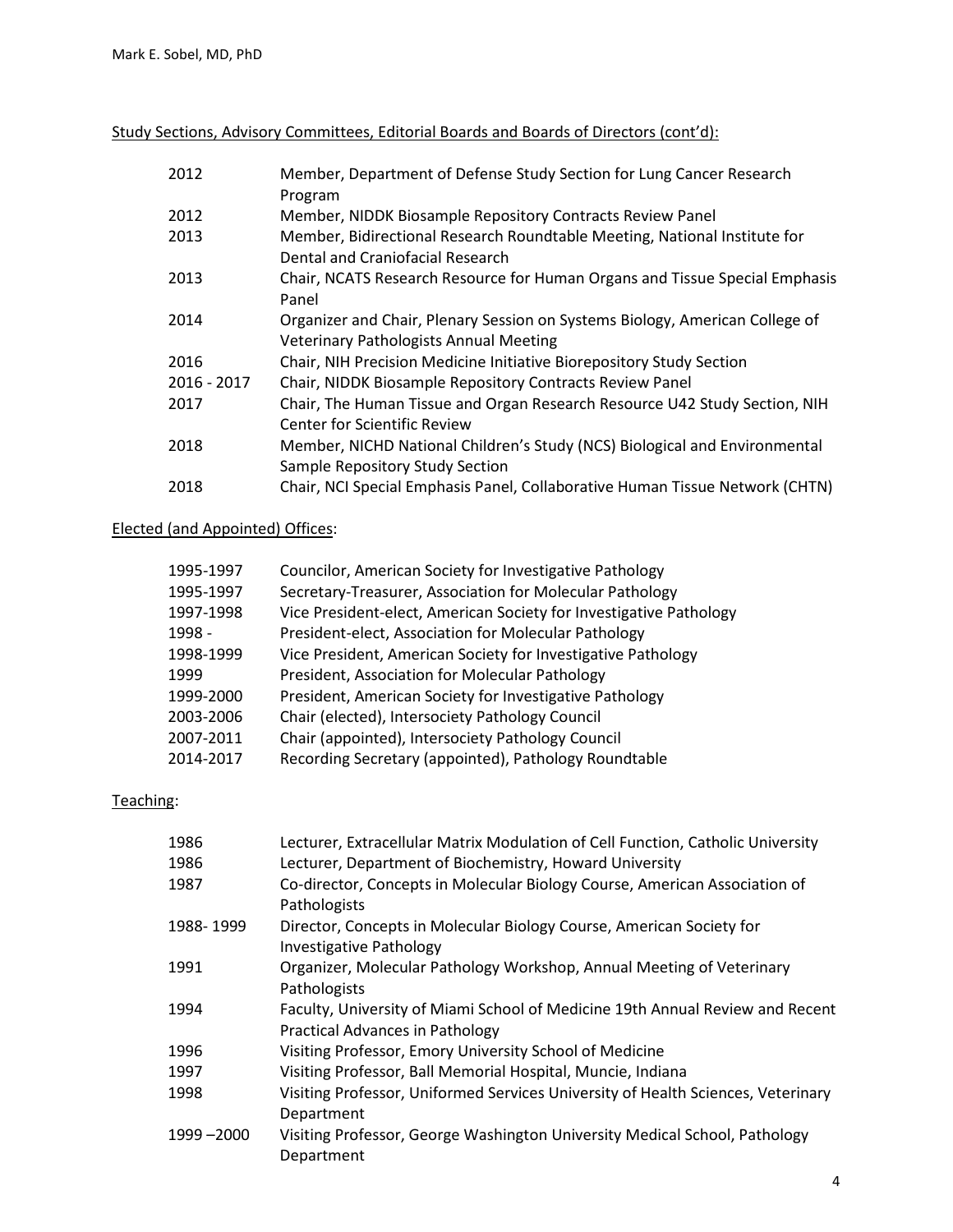Study Sections, Advisory Committees, Editorial Boards and Boards of Directors (cont'd):

| | |
|---|---|
| 2012 | Member, Department of Defense Study Section for Lung Cancer Research Program |
| 2012 | Member, NIDDK Biosample Repository Contracts Review Panel |
| 2013 | Member, Bidirectional Research Roundtable Meeting, National Institute for Dental and Craniofacial Research |
| 2013 | Chair, NCATS Research Resource for Human Organs and Tissue Special Emphasis Panel |
| 2014 | Organizer and Chair, Plenary Session on Systems Biology, American College of Veterinary Pathologists Annual Meeting |
| 2016 | Chair, NIH Precision Medicine Initiative Biorepository Study Section |
| 2016 - 2017 | Chair, NIDDK Biosample Repository Contracts Review Panel |
| 2017 | Chair, The Human Tissue and Organ Research Resource U42 Study Section, NIH Center for Scientific Review |
| 2018 | Member, NICHD National Children's Study (NCS) Biological and Environmental Sample Repository Study Section |
| 2018 | Chair, NCI Special Emphasis Panel, Collaborative Human Tissue Network (CHTN) |

Elected (and Appointed) Offices:

| | |
|---|---|
| 1995-1997 | Councilor, American Society for Investigative Pathology |
| 1995-1997 | Secretary-Treasurer, Association for Molecular Pathology |
| 1997-1998 | Vice President-elect, American Society for Investigative Pathology |
| 1998 - | President-elect, Association for Molecular Pathology |
| 1998-1999 | Vice President, American Society for Investigative Pathology |
| 1999 | President, Association for Molecular Pathology |
| 1999-2000 | President, American Society for Investigative Pathology |
| 2003-2006 | Chair (elected), Intersociety Pathology Council |
| 2007-2011 | Chair (appointed), Intersociety Pathology Council |
| 2014-2017 | Recording Secretary (appointed), Pathology Roundtable |

Teaching:

| | |
|---|---|
| 1986 | Lecturer, Extracellular Matrix Modulation of Cell Function, Catholic University |
| 1986 | Lecturer, Department of Biochemistry, Howard University |
| 1987 | Co-director, Concepts in Molecular Biology Course, American Association of Pathologists |
| 1988- 1999 | Director, Concepts in Molecular Biology Course, American Society for Investigative Pathology |
| 1991 | Organizer, Molecular Pathology Workshop, Annual Meeting of Veterinary Pathologists |
| 1994 | Faculty, University of Miami School of Medicine 19th Annual Review and Recent Practical Advances in Pathology |
| 1996 | Visiting Professor, Emory University School of Medicine |
| 1997 | Visiting Professor, Ball Memorial Hospital, Muncie, Indiana |
| 1998 | Visiting Professor, Uniformed Services University of Health Sciences, Veterinary Department |
| 1999 –2000 | Visiting Professor, George Washington University Medical School, Pathology Department |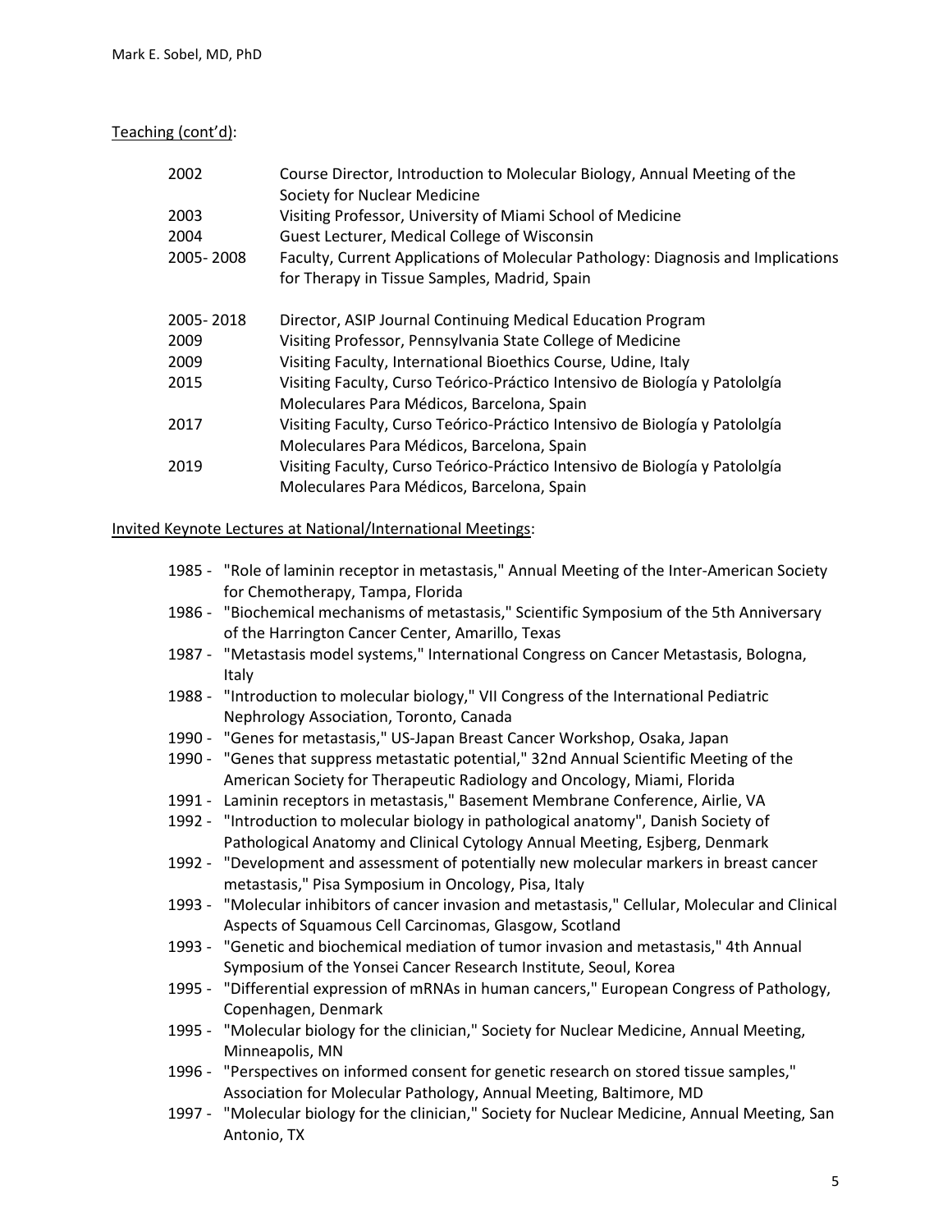Teaching (cont'd):

| | |
|---|---|
| 2002 | Course Director, Introduction to Molecular Biology, Annual Meeting of the Society for Nuclear Medicine |
| 2003 | Visiting Professor, University of Miami School of Medicine |
| 2004 | Guest Lecturer, Medical College of Wisconsin |
| 2005- 2008 | Faculty, Current Applications of Molecular Pathology: Diagnosis and Implications for Therapy in Tissue Samples, Madrid, Spain |
| 2005- 2018 | Director, ASIP Journal Continuing Medical Education Program |
| 2009 | Visiting Professor, Pennsylvania State College of Medicine |
| 2009 | Visiting Faculty, International Bioethics Course, Udine, Italy |
| 2015 | Visiting Faculty, Curso Teórico-Práctico Intensivo de Biología y Patololgía Moleculares Para Médicos, Barcelona, Spain |
| 2017 | Visiting Faculty, Curso Teórico-Práctico Intensivo de Biología y Patololgía Moleculares Para Médicos, Barcelona, Spain |
| 2019 | Visiting Faculty, Curso Teórico-Práctico Intensivo de Biología y Patololgía Moleculares Para Médicos, Barcelona, Spain |

Invited Keynote Lectures at National/International Meetings:

1985 - "Role of laminin receptor in metastasis," Annual Meeting of the Inter-American Society for Chemotherapy, Tampa, Florida

1986 - "Biochemical mechanisms of metastasis," Scientific Symposium of the 5th Anniversary of the Harrington Cancer Center, Amarillo, Texas

1987 - "Metastasis model systems," International Congress on Cancer Metastasis, Bologna, Italy

1988 - "Introduction to molecular biology," VII Congress of the International Pediatric Nephrology Association, Toronto, Canada

1990 - "Genes for metastasis," US-Japan Breast Cancer Workshop, Osaka, Japan

1990 - "Genes that suppress metastatic potential," 32nd Annual Scientific Meeting of the American Society for Therapeutic Radiology and Oncology, Miami, Florida

1991 - Laminin receptors in metastasis," Basement Membrane Conference, Airlie, VA

1992 - "Introduction to molecular biology in pathological anatomy", Danish Society of Pathological Anatomy and Clinical Cytology Annual Meeting, Esjberg, Denmark

1992 - "Development and assessment of potentially new molecular markers in breast cancer metastasis," Pisa Symposium in Oncology, Pisa, Italy

1993 - "Molecular inhibitors of cancer invasion and metastasis," Cellular, Molecular and Clinical Aspects of Squamous Cell Carcinomas, Glasgow, Scotland

1993 - "Genetic and biochemical mediation of tumor invasion and metastasis," 4th Annual Symposium of the Yonsei Cancer Research Institute, Seoul, Korea

1995 - "Differential expression of mRNAs in human cancers," European Congress of Pathology, Copenhagen, Denmark

1995 - "Molecular biology for the clinician," Society for Nuclear Medicine, Annual Meeting, Minneapolis, MN

1996 - "Perspectives on informed consent for genetic research on stored tissue samples," Association for Molecular Pathology, Annual Meeting, Baltimore, MD

1997 - "Molecular biology for the clinician," Society for Nuclear Medicine, Annual Meeting, San Antonio, TX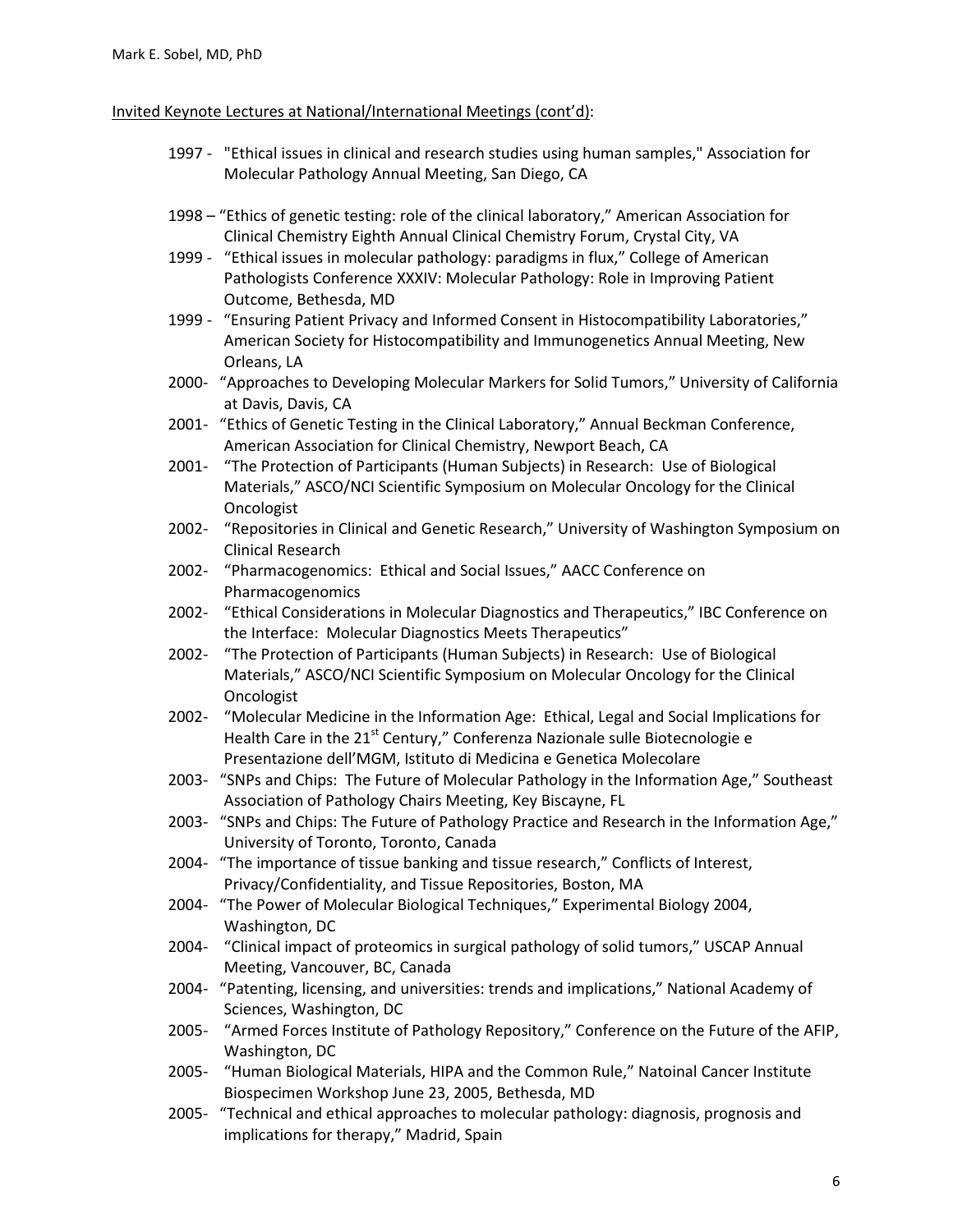Invited Keynote Lectures at National/International Meetings (cont'd):

- 1997 - "Ethical issues in clinical and research studies using human samples," Association for Molecular Pathology Annual Meeting, San Diego, CA
- 1998 – "Ethics of genetic testing: role of the clinical laboratory," American Association for Clinical Chemistry Eighth Annual Clinical Chemistry Forum, Crystal City, VA
- 1999 - "Ethical issues in molecular pathology: paradigms in flux," College of American Pathologists Conference XXXIV: Molecular Pathology: Role in Improving Patient Outcome, Bethesda, MD
- 1999 - "Ensuring Patient Privacy and Informed Consent in Histocompatibility Laboratories," American Society for Histocompatibility and Immunogenetics Annual Meeting, New Orleans, LA
- 2000- "Approaches to Developing Molecular Markers for Solid Tumors," University of California at Davis, Davis, CA
- 2001- "Ethics of Genetic Testing in the Clinical Laboratory," Annual Beckman Conference, American Association for Clinical Chemistry, Newport Beach, CA
- 2001- "The Protection of Participants (Human Subjects) in Research: Use of Biological Materials," ASCO/NCI Scientific Symposium on Molecular Oncology for the Clinical Oncologist
- 2002- "Repositories in Clinical and Genetic Research," University of Washington Symposium on Clinical Research
- 2002- "Pharmacogenomics: Ethical and Social Issues," AACC Conference on Pharmacogenomics
- 2002- "Ethical Considerations in Molecular Diagnostics and Therapeutics," IBC Conference on the Interface: Molecular Diagnostics Meets Therapeutics"
- 2002- "The Protection of Participants (Human Subjects) in Research: Use of Biological Materials," ASCO/NCI Scientific Symposium on Molecular Oncology for the Clinical Oncologist
- 2002- "Molecular Medicine in the Information Age: Ethical, Legal and Social Implications for Health Care in the 21st Century," Conferenza Nazionale sulle Biotecnologie e Presentazione dell'MGM, Istituto di Medicina e Genetica Molecolare
- 2003- "SNPs and Chips: The Future of Molecular Pathology in the Information Age," Southeast Association of Pathology Chairs Meeting, Key Biscayne, FL
- 2003- "SNPs and Chips: The Future of Pathology Practice and Research in the Information Age," University of Toronto, Toronto, Canada
- 2004- "The importance of tissue banking and tissue research," Conflicts of Interest, Privacy/Confidentiality, and Tissue Repositories, Boston, MA
- 2004- "The Power of Molecular Biological Techniques," Experimental Biology 2004, Washington, DC
- 2004- "Clinical impact of proteomics in surgical pathology of solid tumors," USCAP Annual Meeting, Vancouver, BC, Canada
- 2004- "Patenting, licensing, and universities: trends and implications," National Academy of Sciences, Washington, DC
- 2005- "Armed Forces Institute of Pathology Repository," Conference on the Future of the AFIP, Washington, DC
- 2005- "Human Biological Materials, HIPA and the Common Rule," Natoinal Cancer Institute Biospecimen Workshop June 23, 2005, Bethesda, MD
- 2005- "Technical and ethical approaches to molecular pathology: diagnosis, prognosis and implications for therapy," Madrid, Spain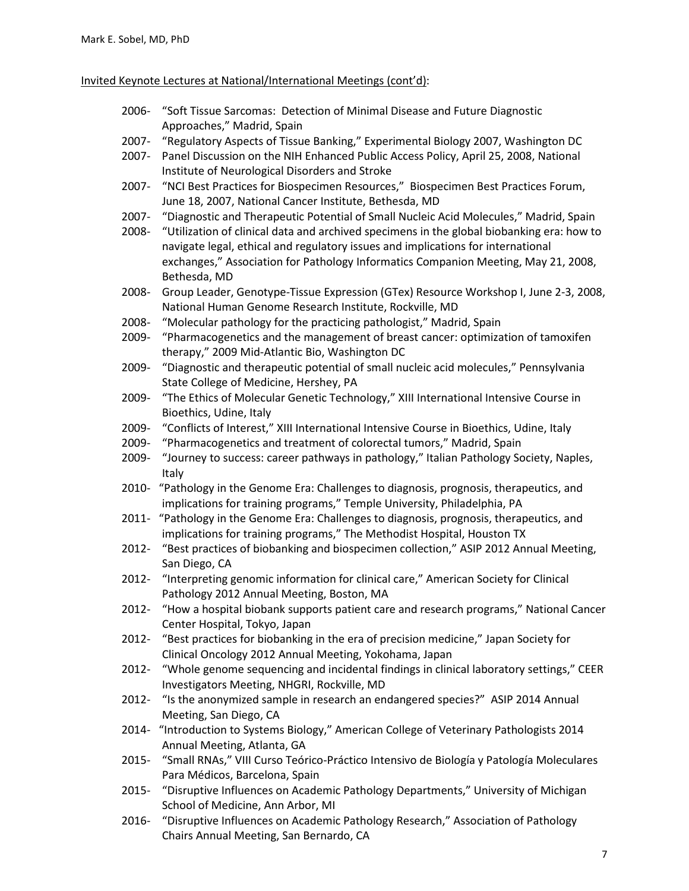Invited Keynote Lectures at National/International Meetings (cont'd):

- 2006- "Soft Tissue Sarcomas: Detection of Minimal Disease and Future Diagnostic Approaches," Madrid, Spain
- 2007- "Regulatory Aspects of Tissue Banking," Experimental Biology 2007, Washington DC
- 2007- Panel Discussion on the NIH Enhanced Public Access Policy, April 25, 2008, National Institute of Neurological Disorders and Stroke
- 2007- "NCI Best Practices for Biospecimen Resources," Biospecimen Best Practices Forum, June 18, 2007, National Cancer Institute, Bethesda, MD
- 2007- "Diagnostic and Therapeutic Potential of Small Nucleic Acid Molecules," Madrid, Spain
- 2008- "Utilization of clinical data and archived specimens in the global biobanking era: how to navigate legal, ethical and regulatory issues and implications for international exchanges," Association for Pathology Informatics Companion Meeting, May 21, 2008, Bethesda, MD
- 2008- Group Leader, Genotype-Tissue Expression (GTex) Resource Workshop I, June 2-3, 2008, National Human Genome Research Institute, Rockville, MD
- 2008- "Molecular pathology for the practicing pathologist," Madrid, Spain
- 2009- "Pharmacogenetics and the management of breast cancer: optimization of tamoxifen therapy," 2009 Mid-Atlantic Bio, Washington DC
- 2009- "Diagnostic and therapeutic potential of small nucleic acid molecules," Pennsylvania State College of Medicine, Hershey, PA
- 2009- "The Ethics of Molecular Genetic Technology," XIII International Intensive Course in Bioethics, Udine, Italy
- 2009- "Conflicts of Interest," XIII International Intensive Course in Bioethics, Udine, Italy
- 2009- "Pharmacogenetics and treatment of colorectal tumors," Madrid, Spain
- 2009- "Journey to success: career pathways in pathology," Italian Pathology Society, Naples, Italy
- 2010- "Pathology in the Genome Era: Challenges to diagnosis, prognosis, therapeutics, and implications for training programs," Temple University, Philadelphia, PA
- 2011- "Pathology in the Genome Era: Challenges to diagnosis, prognosis, therapeutics, and implications for training programs," The Methodist Hospital, Houston TX
- 2012- "Best practices of biobanking and biospecimen collection," ASIP 2012 Annual Meeting, San Diego, CA
- 2012- "Interpreting genomic information for clinical care," American Society for Clinical Pathology 2012 Annual Meeting, Boston, MA
- 2012- "How a hospital biobank supports patient care and research programs," National Cancer Center Hospital, Tokyo, Japan
- 2012- "Best practices for biobanking in the era of precision medicine," Japan Society for Clinical Oncology 2012 Annual Meeting, Yokohama, Japan
- 2012- "Whole genome sequencing and incidental findings in clinical laboratory settings," CEER Investigators Meeting, NHGRI, Rockville, MD
- 2012- "Is the anonymized sample in research an endangered species?" ASIP 2014 Annual Meeting, San Diego, CA
- 2014- "Introduction to Systems Biology," American College of Veterinary Pathologists 2014 Annual Meeting, Atlanta, GA
- 2015- "Small RNAs," VIII Curso Teórico-Práctico Intensivo de Biología y Patología Moleculares Para Médicos, Barcelona, Spain
- 2015- "Disruptive Influences on Academic Pathology Departments," University of Michigan School of Medicine, Ann Arbor, MI
- 2016- "Disruptive Influences on Academic Pathology Research," Association of Pathology Chairs Annual Meeting, San Bernardo, CA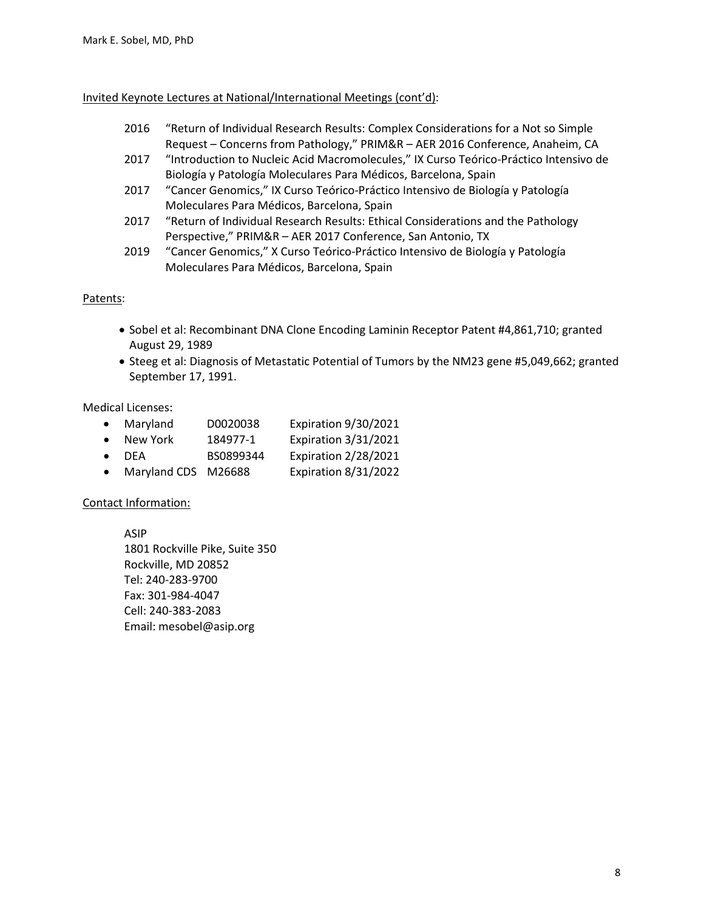Invited Keynote Lectures at National/International Meetings (cont'd):

- 2016 "Return of Individual Research Results: Complex Considerations for a Not so Simple Request – Concerns from Pathology," PRIM&R – AER 2016 Conference, Anaheim, CA
- 2017 "Introduction to Nucleic Acid Macromolecules," IX Curso Teórico-Práctico Intensivo de Biología y Patología Moleculares Para Médicos, Barcelona, Spain
- 2017 "Cancer Genomics," IX Curso Teórico-Práctico Intensivo de Biología y Patología Moleculares Para Médicos, Barcelona, Spain
- 2017 "Return of Individual Research Results: Ethical Considerations and the Pathology Perspective," PRIM&R – AER 2017 Conference, San Antonio, TX
- 2019 "Cancer Genomics," X Curso Teórico-Práctico Intensivo de Biología y Patología Moleculares Para Médicos, Barcelona, Spain

Patents:

- Sobel et al: Recombinant DNA Clone Encoding Laminin Receptor Patent #4,861,710; granted August 29, 1989
- Steeg et al: Diagnosis of Metastatic Potential of Tumors by the NM23 gene #5,049,662; granted September 17, 1991.

Medical Licenses:

- Maryland D0020038 Expiration 9/30/2021
- New York 184977-1 Expiration 3/31/2021
- DEA BS0899344 Expiration 2/28/2021
- Maryland CDS M26688 Expiration 8/31/2022

Contact Information:

ASIP
1801 Rockville Pike, Suite 350
Rockville, MD 20852
Tel: 240-283-9700
Fax: 301-984-4047
Cell: 240-383-2083
Email: mesobel@asip.org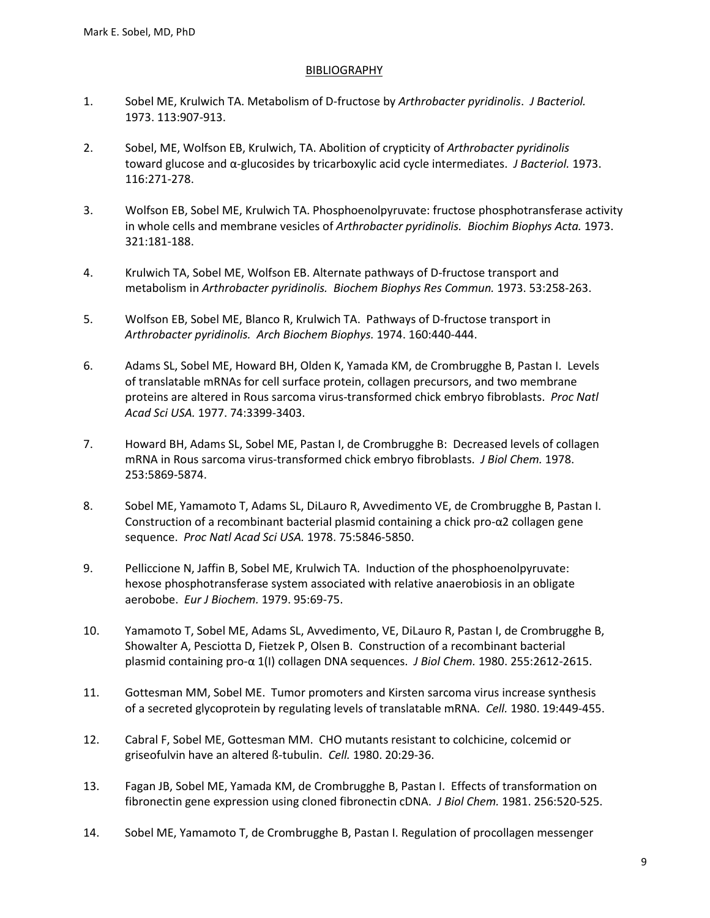## BIBLIOGRAPHY

1. Sobel ME, Krulwich TA. Metabolism of D-fructose by *Arthrobacter pyridinolis*. *J Bacteriol.* 1973. 113:907-913.

2. Sobel, ME, Wolfson EB, Krulwich, TA. Abolition of crypticity of *Arthrobacter pyridinolis* toward glucose and α-glucosides by tricarboxylic acid cycle intermediates. *J Bacteriol.* 1973. 116:271-278.

3. Wolfson EB, Sobel ME, Krulwich TA. Phosphoenolpyruvate: fructose phosphotransferase activity in whole cells and membrane vesicles of *Arthrobacter pyridinolis. Biochim Biophys Acta.* 1973. 321:181-188.

4. Krulwich TA, Sobel ME, Wolfson EB. Alternate pathways of D-fructose transport and metabolism in *Arthrobacter pyridinolis. Biochem Biophys Res Commun.* 1973. 53:258-263.

5. Wolfson EB, Sobel ME, Blanco R, Krulwich TA. Pathways of D-fructose transport in *Arthrobacter pyridinolis. Arch Biochem Biophys.* 1974. 160:440-444.

6. Adams SL, Sobel ME, Howard BH, Olden K, Yamada KM, de Crombrugghe B, Pastan I. Levels of translatable mRNAs for cell surface protein, collagen precursors, and two membrane proteins are altered in Rous sarcoma virus-transformed chick embryo fibroblasts. *Proc Natl Acad Sci USA.* 1977. 74:3399-3403.

7. Howard BH, Adams SL, Sobel ME, Pastan I, de Crombrugghe B: Decreased levels of collagen mRNA in Rous sarcoma virus-transformed chick embryo fibroblasts. *J Biol Chem.* 1978. 253:5869-5874.

8. Sobel ME, Yamamoto T, Adams SL, DiLauro R, Avvedimento VE, de Crombrugghe B, Pastan I. Construction of a recombinant bacterial plasmid containing a chick pro-α2 collagen gene sequence. *Proc Natl Acad Sci USA.* 1978. 75:5846-5850.

9. Pelliccione N, Jaffin B, Sobel ME, Krulwich TA. Induction of the phosphoenolpyruvate: hexose phosphotransferase system associated with relative anaerobiosis in an obligate aerobobe. *Eur J Biochem.* 1979. 95:69-75.

10. Yamamoto T, Sobel ME, Adams SL, Avvedimento, VE, DiLauro R, Pastan I, de Crombrugghe B, Showalter A, Pesciotta D, Fietzek P, Olsen B. Construction of a recombinant bacterial plasmid containing pro-α 1(I) collagen DNA sequences. *J Biol Chem.* 1980. 255:2612-2615.

11. Gottesman MM, Sobel ME. Tumor promoters and Kirsten sarcoma virus increase synthesis of a secreted glycoprotein by regulating levels of translatable mRNA. *Cell.* 1980. 19:449-455.

12. Cabral F, Sobel ME, Gottesman MM. CHO mutants resistant to colchicine, colcemid or griseofulvin have an altered ß-tubulin. *Cell.* 1980. 20:29-36.

13. Fagan JB, Sobel ME, Yamada KM, de Crombrugghe B, Pastan I. Effects of transformation on fibronectin gene expression using cloned fibronectin cDNA. *J Biol Chem.* 1981. 256:520-525.

14. Sobel ME, Yamamoto T, de Crombrugghe B, Pastan I. Regulation of procollagen messenger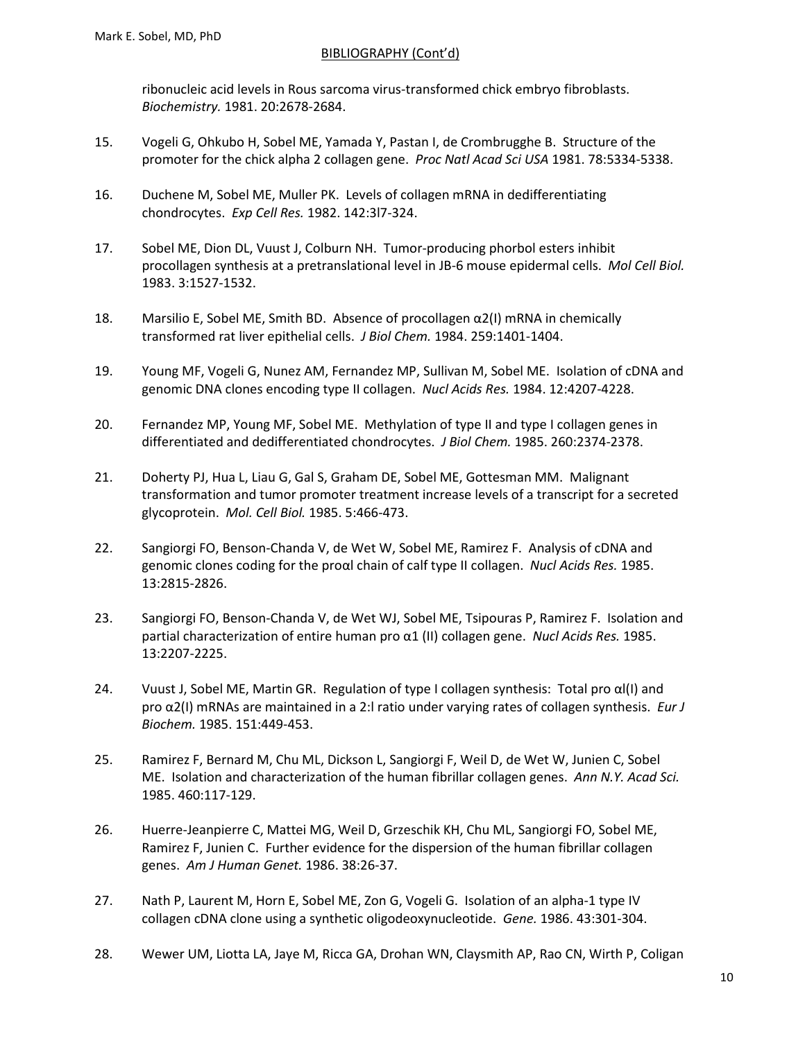BIBLIOGRAPHY (Cont'd)

ribonucleic acid levels in Rous sarcoma virus-transformed chick embryo fibroblasts. *Biochemistry.* 1981. 20:2678-2684.

15. Vogeli G, Ohkubo H, Sobel ME, Yamada Y, Pastan I, de Crombrugghe B. Structure of the promoter for the chick alpha 2 collagen gene. *Proc Natl Acad Sci USA* 1981. 78:5334-5338.

16. Duchene M, Sobel ME, Muller PK. Levels of collagen mRNA in dedifferentiating chondrocytes. *Exp Cell Res.* 1982. 142:3l7-324.

17. Sobel ME, Dion DL, Vuust J, Colburn NH. Tumor-producing phorbol esters inhibit procollagen synthesis at a pretranslational level in JB-6 mouse epidermal cells. *Mol Cell Biol.* 1983. 3:1527-1532.

18. Marsilio E, Sobel ME, Smith BD. Absence of procollagen α2(I) mRNA in chemically transformed rat liver epithelial cells. *J Biol Chem.* 1984. 259:1401-1404.

19. Young MF, Vogeli G, Nunez AM, Fernandez MP, Sullivan M, Sobel ME. Isolation of cDNA and genomic DNA clones encoding type II collagen. *Nucl Acids Res.* 1984. 12:4207-4228.

20. Fernandez MP, Young MF, Sobel ME. Methylation of type II and type I collagen genes in differentiated and dedifferentiated chondrocytes. *J Biol Chem.* 1985. 260:2374-2378.

21. Doherty PJ, Hua L, Liau G, Gal S, Graham DE, Sobel ME, Gottesman MM. Malignant transformation and tumor promoter treatment increase levels of a transcript for a secreted glycoprotein. *Mol. Cell Biol.* 1985. 5:466-473.

22. Sangiorgi FO, Benson-Chanda V, de Wet W, Sobel ME, Ramirez F. Analysis of cDNA and genomic clones coding for the proαl chain of calf type II collagen. *Nucl Acids Res.* 1985. 13:2815-2826.

23. Sangiorgi FO, Benson-Chanda V, de Wet WJ, Sobel ME, Tsipouras P, Ramirez F. Isolation and partial characterization of entire human pro α1 (II) collagen gene. *Nucl Acids Res.* 1985. 13:2207-2225.

24. Vuust J, Sobel ME, Martin GR. Regulation of type I collagen synthesis: Total pro αl(I) and pro α2(I) mRNAs are maintained in a 2:l ratio under varying rates of collagen synthesis. *Eur J Biochem.* 1985. 151:449-453.

25. Ramirez F, Bernard M, Chu ML, Dickson L, Sangiorgi F, Weil D, de Wet W, Junien C, Sobel ME. Isolation and characterization of the human fibrillar collagen genes. *Ann N.Y. Acad Sci.* 1985. 460:117-129.

26. Huerre-Jeanpierre C, Mattei MG, Weil D, Grzeschik KH, Chu ML, Sangiorgi FO, Sobel ME, Ramirez F, Junien C. Further evidence for the dispersion of the human fibrillar collagen genes. *Am J Human Genet.* 1986. 38:26-37.

27. Nath P, Laurent M, Horn E, Sobel ME, Zon G, Vogeli G. Isolation of an alpha-1 type IV collagen cDNA clone using a synthetic oligodeoxynucleotide. *Gene.* 1986. 43:301-304.

28. Wewer UM, Liotta LA, Jaye M, Ricca GA, Drohan WN, Claysmith AP, Rao CN, Wirth P, Coligan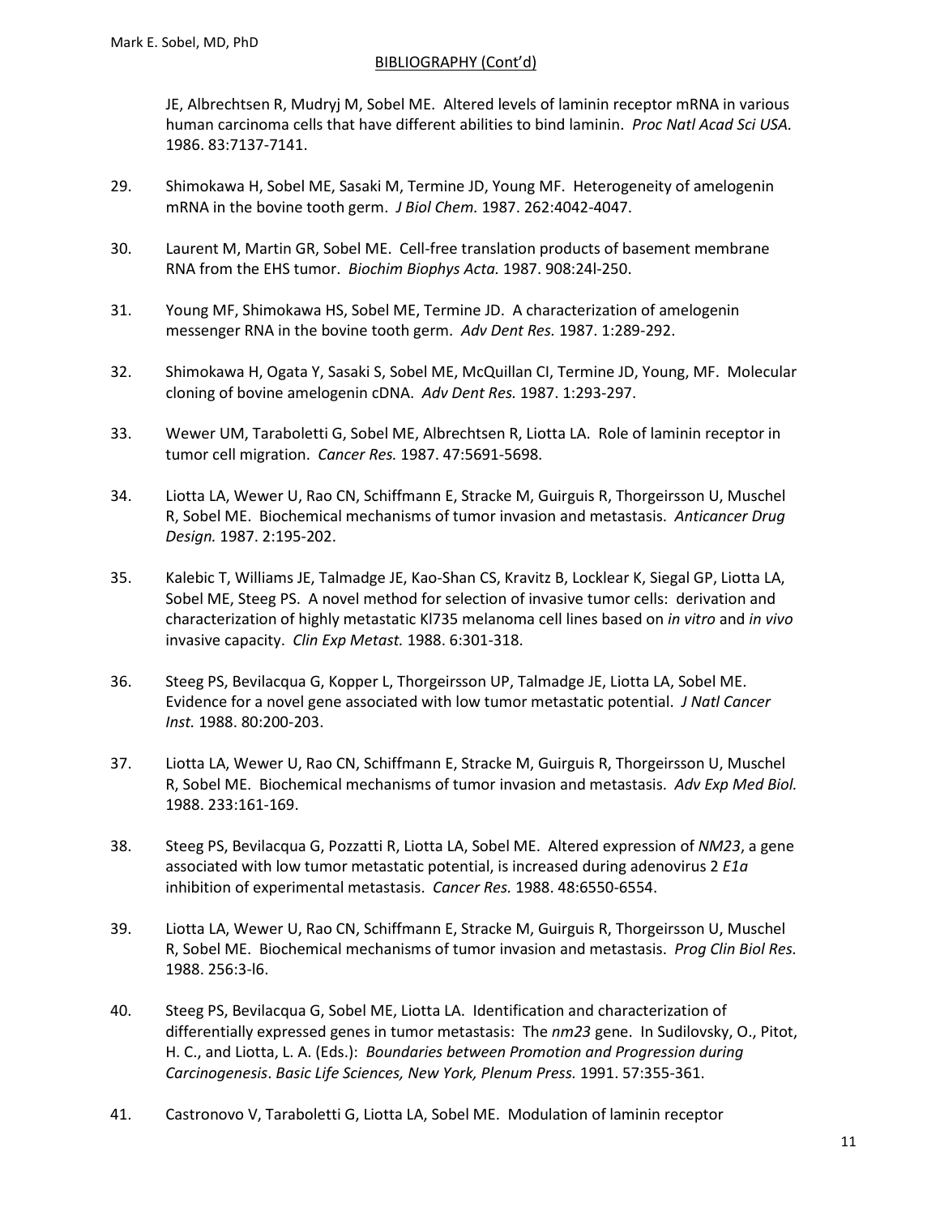JE, Albrechtsen R, Mudryj M, Sobel ME. Altered levels of laminin receptor mRNA in various human carcinoma cells that have different abilities to bind laminin. *Proc Natl Acad Sci USA.* 1986. 83:7137-7141.

29. Shimokawa H, Sobel ME, Sasaki M, Termine JD, Young MF. Heterogeneity of amelogenin mRNA in the bovine tooth germ. *J Biol Chem.* 1987. 262:4042-4047.

30. Laurent M, Martin GR, Sobel ME. Cell-free translation products of basement membrane RNA from the EHS tumor. *Biochim Biophys Acta.* 1987. 908:24l-250.

31. Young MF, Shimokawa HS, Sobel ME, Termine JD. A characterization of amelogenin messenger RNA in the bovine tooth germ. *Adv Dent Res.* 1987. 1:289-292.

32. Shimokawa H, Ogata Y, Sasaki S, Sobel ME, McQuillan CI, Termine JD, Young, MF. Molecular cloning of bovine amelogenin cDNA. *Adv Dent Res.* 1987. 1:293-297.

33. Wewer UM, Taraboletti G, Sobel ME, Albrechtsen R, Liotta LA. Role of laminin receptor in tumor cell migration. *Cancer Res.* 1987. 47:5691-5698.

34. Liotta LA, Wewer U, Rao CN, Schiffmann E, Stracke M, Guirguis R, Thorgeirsson U, Muschel R, Sobel ME. Biochemical mechanisms of tumor invasion and metastasis. *Anticancer Drug Design.* 1987. 2:195-202.

35. Kalebic T, Williams JE, Talmadge JE, Kao-Shan CS, Kravitz B, Locklear K, Siegal GP, Liotta LA, Sobel ME, Steeg PS. A novel method for selection of invasive tumor cells: derivation and characterization of highly metastatic Kl735 melanoma cell lines based on *in vitro* and *in vivo* invasive capacity. *Clin Exp Metast.* 1988. 6:301-318.

36. Steeg PS, Bevilacqua G, Kopper L, Thorgeirsson UP, Talmadge JE, Liotta LA, Sobel ME. Evidence for a novel gene associated with low tumor metastatic potential. *J Natl Cancer Inst.* 1988. 80:200-203.

37. Liotta LA, Wewer U, Rao CN, Schiffmann E, Stracke M, Guirguis R, Thorgeirsson U, Muschel R, Sobel ME. Biochemical mechanisms of tumor invasion and metastasis. *Adv Exp Med Biol.* 1988. 233:161-169.

38. Steeg PS, Bevilacqua G, Pozzatti R, Liotta LA, Sobel ME. Altered expression of *NM23*, a gene associated with low tumor metastatic potential, is increased during adenovirus 2 *E1a* inhibition of experimental metastasis. *Cancer Res.* 1988. 48:6550-6554.

39. Liotta LA, Wewer U, Rao CN, Schiffmann E, Stracke M, Guirguis R, Thorgeirsson U, Muschel R, Sobel ME. Biochemical mechanisms of tumor invasion and metastasis. *Prog Clin Biol Res.* 1988. 256:3-l6.

40. Steeg PS, Bevilacqua G, Sobel ME, Liotta LA. Identification and characterization of differentially expressed genes in tumor metastasis: The *nm23* gene. In Sudilovsky, O., Pitot, H. C., and Liotta, L. A. (Eds.): *Boundaries between Promotion and Progression during Carcinogenesis*. *Basic Life Sciences, New York, Plenum Press.* 1991. 57:355-361.

41. Castronovo V, Taraboletti G, Liotta LA, Sobel ME. Modulation of laminin receptor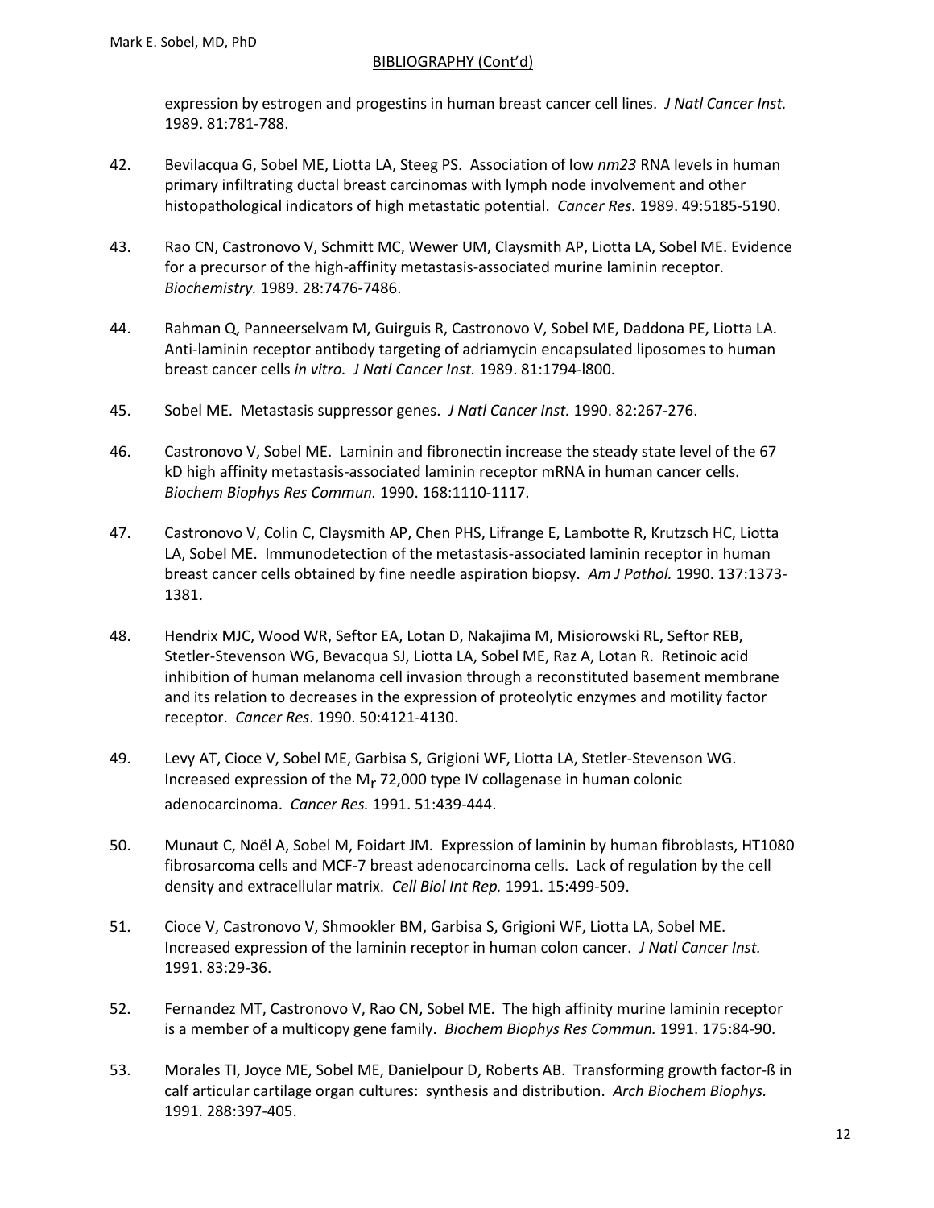expression by estrogen and progestins in human breast cancer cell lines. *J Natl Cancer Inst.* 1989. 81:781-788.

42. Bevilacqua G, Sobel ME, Liotta LA, Steeg PS. Association of low *nm23* RNA levels in human primary infiltrating ductal breast carcinomas with lymph node involvement and other histopathological indicators of high metastatic potential. *Cancer Res.* 1989. 49:5185-5190.

43. Rao CN, Castronovo V, Schmitt MC, Wewer UM, Claysmith AP, Liotta LA, Sobel ME. Evidence for a precursor of the high-affinity metastasis-associated murine laminin receptor. *Biochemistry.* 1989. 28:7476-7486.

44. Rahman Q, Panneerselvam M, Guirguis R, Castronovo V, Sobel ME, Daddona PE, Liotta LA. Anti-laminin receptor antibody targeting of adriamycin encapsulated liposomes to human breast cancer cells *in vitro. J Natl Cancer Inst.* 1989. 81:1794-l800.

45. Sobel ME. Metastasis suppressor genes. *J Natl Cancer Inst.* 1990. 82:267-276.

46. Castronovo V, Sobel ME. Laminin and fibronectin increase the steady state level of the 67 kD high affinity metastasis-associated laminin receptor mRNA in human cancer cells. *Biochem Biophys Res Commun.* 1990. 168:1110-1117.

47. Castronovo V, Colin C, Claysmith AP, Chen PHS, Lifrange E, Lambotte R, Krutzsch HC, Liotta LA, Sobel ME. Immunodetection of the metastasis-associated laminin receptor in human breast cancer cells obtained by fine needle aspiration biopsy. *Am J Pathol.* 1990. 137:1373-1381.

48. Hendrix MJC, Wood WR, Seftor EA, Lotan D, Nakajima M, Misiorowski RL, Seftor REB, Stetler-Stevenson WG, Bevacqua SJ, Liotta LA, Sobel ME, Raz A, Lotan R. Retinoic acid inhibition of human melanoma cell invasion through a reconstituted basement membrane and its relation to decreases in the expression of proteolytic enzymes and motility factor receptor. *Cancer Res*. 1990. 50:4121-4130.

49. Levy AT, Cioce V, Sobel ME, Garbisa S, Grigioni WF, Liotta LA, Stetler-Stevenson WG. Increased expression of the $M_r$ 72,000 type IV collagenase in human colonic adenocarcinoma. *Cancer Res.* 1991. 51:439-444.

50. Munaut C, Noël A, Sobel M, Foidart JM. Expression of laminin by human fibroblasts, HT1080 fibrosarcoma cells and MCF-7 breast adenocarcinoma cells. Lack of regulation by the cell density and extracellular matrix. *Cell Biol Int Rep.* 1991. 15:499-509.

51. Cioce V, Castronovo V, Shmookler BM, Garbisa S, Grigioni WF, Liotta LA, Sobel ME. Increased expression of the laminin receptor in human colon cancer. *J Natl Cancer Inst.* 1991. 83:29-36.

52. Fernandez MT, Castronovo V, Rao CN, Sobel ME. The high affinity murine laminin receptor is a member of a multicopy gene family. *Biochem Biophys Res Commun.* 1991. 175:84-90.

53. Morales TI, Joyce ME, Sobel ME, Danielpour D, Roberts AB. Transforming growth factor-ß in calf articular cartilage organ cultures: synthesis and distribution. *Arch Biochem Biophys.* 1991. 288:397-405.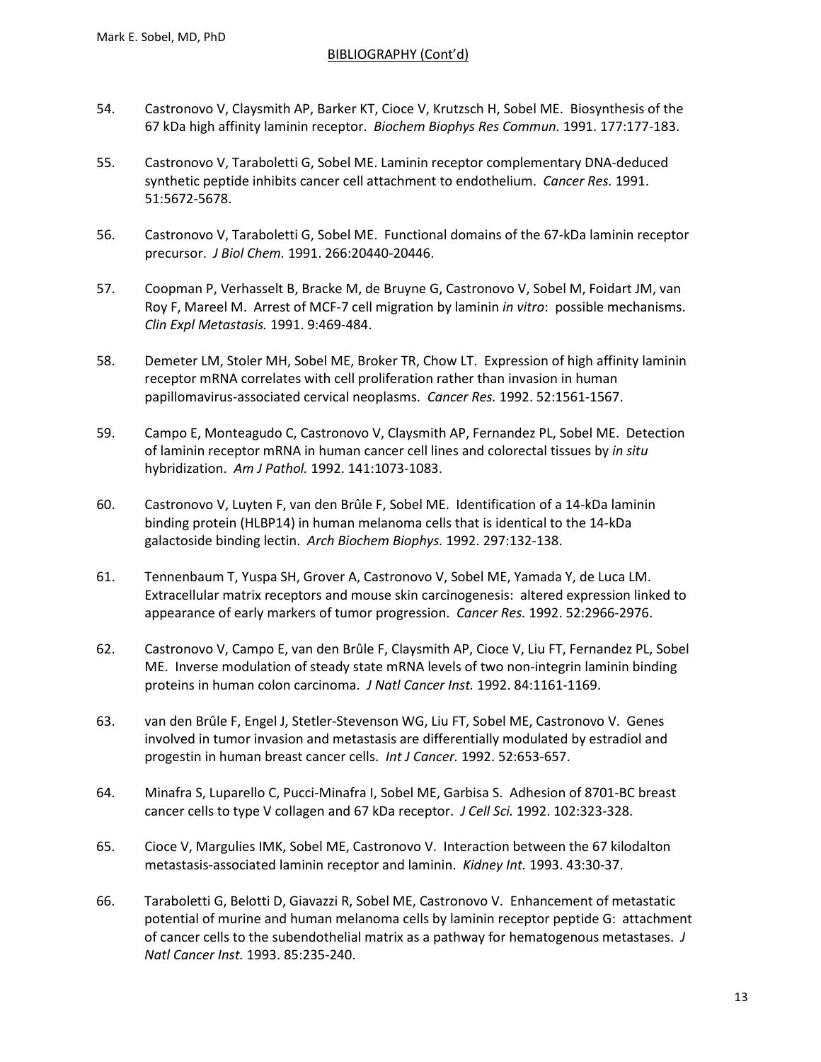54. Castronovo V, Claysmith AP, Barker KT, Cioce V, Krutzsch H, Sobel ME. Biosynthesis of the 67 kDa high affinity laminin receptor. *Biochem Biophys Res Commun.* 1991. 177:177-183.

55. Castronovo V, Taraboletti G, Sobel ME. Laminin receptor complementary DNA-deduced synthetic peptide inhibits cancer cell attachment to endothelium. *Cancer Res.* 1991. 51:5672-5678.

56. Castronovo V, Taraboletti G, Sobel ME. Functional domains of the 67-kDa laminin receptor precursor. *J Biol Chem.* 1991. 266:20440-20446.

57. Coopman P, Verhasselt B, Bracke M, de Bruyne G, Castronovo V, Sobel M, Foidart JM, van Roy F, Mareel M. Arrest of MCF-7 cell migration by laminin *in vitro*: possible mechanisms. *Clin Expl Metastasis.* 1991. 9:469-484.

58. Demeter LM, Stoler MH, Sobel ME, Broker TR, Chow LT. Expression of high affinity laminin receptor mRNA correlates with cell proliferation rather than invasion in human papillomavirus-associated cervical neoplasms. *Cancer Res.* 1992. 52:1561-1567.

59. Campo E, Monteagudo C, Castronovo V, Claysmith AP, Fernandez PL, Sobel ME. Detection of laminin receptor mRNA in human cancer cell lines and colorectal tissues by *in situ* hybridization. *Am J Pathol.* 1992. 141:1073-1083.

60. Castronovo V, Luyten F, van den Brûle F, Sobel ME. Identification of a 14-kDa laminin binding protein (HLBP14) in human melanoma cells that is identical to the 14-kDa galactoside binding lectin. *Arch Biochem Biophys.* 1992. 297:132-138.

61. Tennenbaum T, Yuspa SH, Grover A, Castronovo V, Sobel ME, Yamada Y, de Luca LM. Extracellular matrix receptors and mouse skin carcinogenesis: altered expression linked to appearance of early markers of tumor progression. *Cancer Res.* 1992. 52:2966-2976.

62. Castronovo V, Campo E, van den Brûle F, Claysmith AP, Cioce V, Liu FT, Fernandez PL, Sobel ME. Inverse modulation of steady state mRNA levels of two non-integrin laminin binding proteins in human colon carcinoma. *J Natl Cancer Inst.* 1992. 84:1161-1169.

63. van den Brûle F, Engel J, Stetler-Stevenson WG, Liu FT, Sobel ME, Castronovo V. Genes involved in tumor invasion and metastasis are differentially modulated by estradiol and progestin in human breast cancer cells. *Int J Cancer.* 1992. 52:653-657.

64. Minafra S, Luparello C, Pucci-Minafra I, Sobel ME, Garbisa S. Adhesion of 8701-BC breast cancer cells to type V collagen and 67 kDa receptor. *J Cell Sci.* 1992. 102:323-328.

65. Cioce V, Margulies IMK, Sobel ME, Castronovo V. Interaction between the 67 kilodalton metastasis-associated laminin receptor and laminin. *Kidney Int.* 1993. 43:30-37.

66. Taraboletti G, Belotti D, Giavazzi R, Sobel ME, Castronovo V. Enhancement of metastatic potential of murine and human melanoma cells by laminin receptor peptide G: attachment of cancer cells to the subendothelial matrix as a pathway for hematogenous metastases. *J Natl Cancer Inst.* 1993. 85:235-240.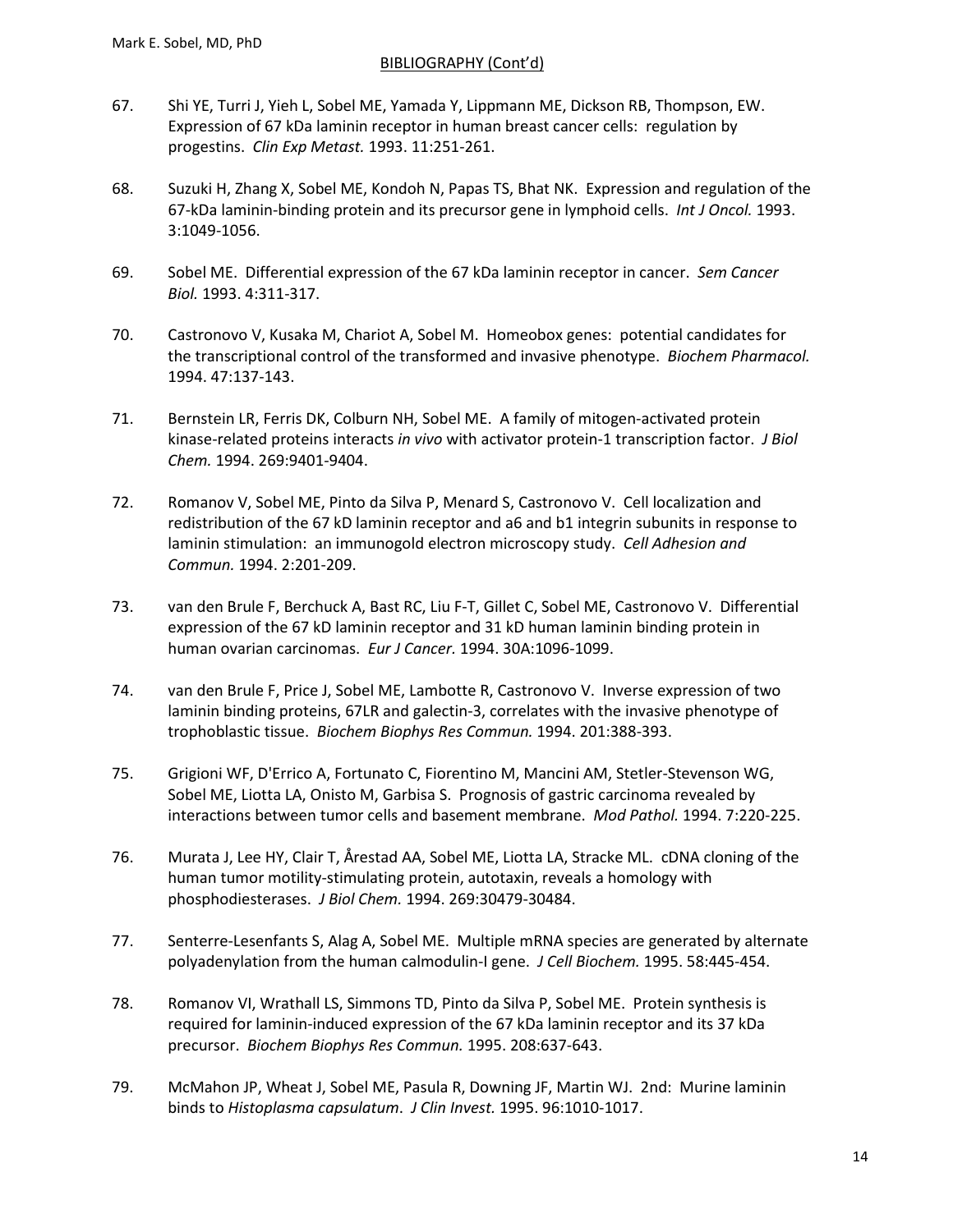## BIBLIOGRAPHY (Cont'd)

67. Shi YE, Turri J, Yieh L, Sobel ME, Yamada Y, Lippmann ME, Dickson RB, Thompson, EW. Expression of 67 kDa laminin receptor in human breast cancer cells: regulation by progestins. *Clin Exp Metast.* 1993. 11:251-261.

68. Suzuki H, Zhang X, Sobel ME, Kondoh N, Papas TS, Bhat NK. Expression and regulation of the 67-kDa laminin-binding protein and its precursor gene in lymphoid cells. *Int J Oncol.* 1993. 3:1049-1056.

69. Sobel ME. Differential expression of the 67 kDa laminin receptor in cancer. *Sem Cancer Biol.* 1993. 4:311-317.

70. Castronovo V, Kusaka M, Chariot A, Sobel M. Homeobox genes: potential candidates for the transcriptional control of the transformed and invasive phenotype. *Biochem Pharmacol.* 1994. 47:137-143.

71. Bernstein LR, Ferris DK, Colburn NH, Sobel ME. A family of mitogen-activated protein kinase-related proteins interacts *in vivo* with activator protein-1 transcription factor. *J Biol Chem.* 1994. 269:9401-9404.

72. Romanov V, Sobel ME, Pinto da Silva P, Menard S, Castronovo V. Cell localization and redistribution of the 67 kD laminin receptor and a6 and b1 integrin subunits in response to laminin stimulation: an immunogold electron microscopy study. *Cell Adhesion and Commun.* 1994. 2:201-209.

73. van den Brule F, Berchuck A, Bast RC, Liu F-T, Gillet C, Sobel ME, Castronovo V. Differential expression of the 67 kD laminin receptor and 31 kD human laminin binding protein in human ovarian carcinomas. *Eur J Cancer.* 1994. 30A:1096-1099.

74. van den Brule F, Price J, Sobel ME, Lambotte R, Castronovo V. Inverse expression of two laminin binding proteins, 67LR and galectin-3, correlates with the invasive phenotype of trophoblastic tissue. *Biochem Biophys Res Commun.* 1994. 201:388-393.

75. Grigioni WF, D'Errico A, Fortunato C, Fiorentino M, Mancini AM, Stetler-Stevenson WG, Sobel ME, Liotta LA, Onisto M, Garbisa S. Prognosis of gastric carcinoma revealed by interactions between tumor cells and basement membrane. *Mod Pathol.* 1994. 7:220-225.

76. Murata J, Lee HY, Clair T, Årestad AA, Sobel ME, Liotta LA, Stracke ML. cDNA cloning of the human tumor motility-stimulating protein, autotaxin, reveals a homology with phosphodiesterases. *J Biol Chem.* 1994. 269:30479-30484.

77. Senterre-Lesenfants S, Alag A, Sobel ME. Multiple mRNA species are generated by alternate polyadenylation from the human calmodulin-I gene. *J Cell Biochem.* 1995. 58:445-454.

78. Romanov VI, Wrathall LS, Simmons TD, Pinto da Silva P, Sobel ME. Protein synthesis is required for laminin-induced expression of the 67 kDa laminin receptor and its 37 kDa precursor. *Biochem Biophys Res Commun.* 1995. 208:637-643.

79. McMahon JP, Wheat J, Sobel ME, Pasula R, Downing JF, Martin WJ. 2nd: Murine laminin binds to *Histoplasma capsulatum*. *J Clin Invest.* 1995. 96:1010-1017.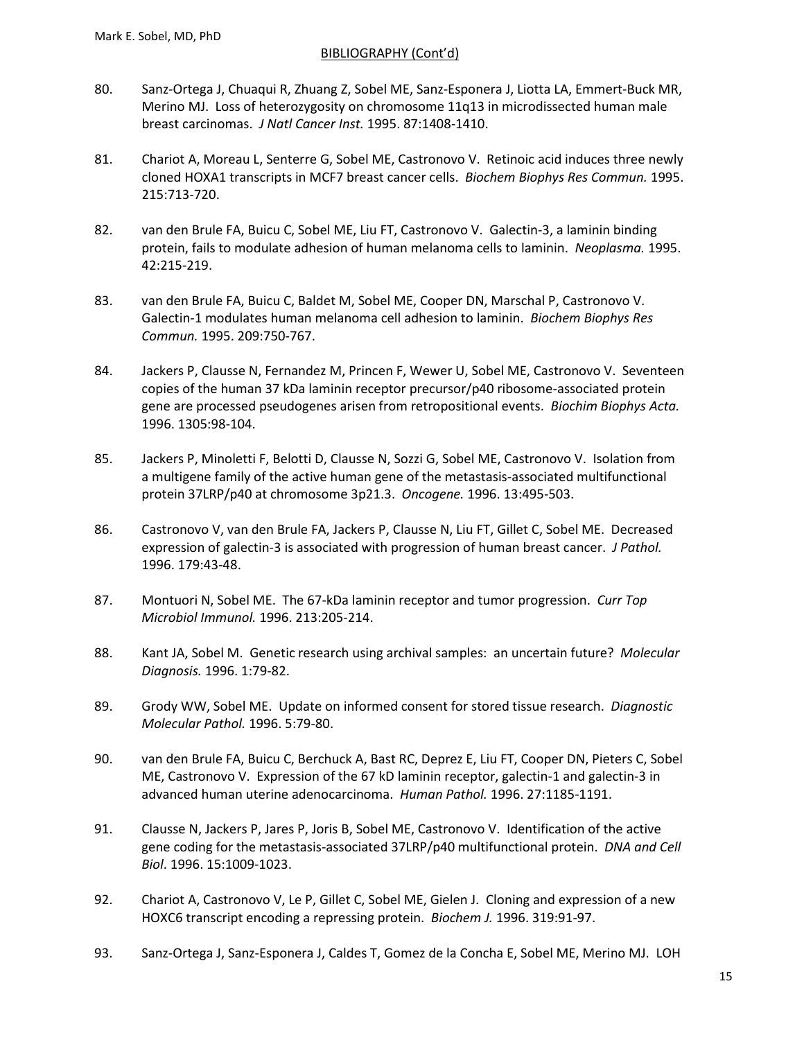BIBLIOGRAPHY (Cont'd)

80. Sanz-Ortega J, Chuaqui R, Zhuang Z, Sobel ME, Sanz-Esponera J, Liotta LA, Emmert-Buck MR, Merino MJ. Loss of heterozygosity on chromosome 11q13 in microdissected human male breast carcinomas. *J Natl Cancer Inst.* 1995. 87:1408-1410.

81. Chariot A, Moreau L, Senterre G, Sobel ME, Castronovo V. Retinoic acid induces three newly cloned HOXA1 transcripts in MCF7 breast cancer cells. *Biochem Biophys Res Commun.* 1995. 215:713-720.

82. van den Brule FA, Buicu C, Sobel ME, Liu FT, Castronovo V. Galectin-3, a laminin binding protein, fails to modulate adhesion of human melanoma cells to laminin. *Neoplasma.* 1995. 42:215-219.

83. van den Brule FA, Buicu C, Baldet M, Sobel ME, Cooper DN, Marschal P, Castronovo V. Galectin-1 modulates human melanoma cell adhesion to laminin. *Biochem Biophys Res Commun.* 1995. 209:750-767.

84. Jackers P, Clausse N, Fernandez M, Princen F, Wewer U, Sobel ME, Castronovo V. Seventeen copies of the human 37 kDa laminin receptor precursor/p40 ribosome-associated protein gene are processed pseudogenes arisen from retropositional events. *Biochim Biophys Acta.* 1996. 1305:98-104.

85. Jackers P, Minoletti F, Belotti D, Clausse N, Sozzi G, Sobel ME, Castronovo V. Isolation from a multigene family of the active human gene of the metastasis-associated multifunctional protein 37LRP/p40 at chromosome 3p21.3. *Oncogene.* 1996. 13:495-503.

86. Castronovo V, van den Brule FA, Jackers P, Clausse N, Liu FT, Gillet C, Sobel ME. Decreased expression of galectin-3 is associated with progression of human breast cancer. *J Pathol.* 1996. 179:43-48.

87. Montuori N, Sobel ME. The 67-kDa laminin receptor and tumor progression. *Curr Top Microbiol Immunol.* 1996. 213:205-214.

88. Kant JA, Sobel M. Genetic research using archival samples: an uncertain future? *Molecular Diagnosis.* 1996. 1:79-82.

89. Grody WW, Sobel ME. Update on informed consent for stored tissue research. *Diagnostic Molecular Pathol.* 1996. 5:79-80.

90. van den Brule FA, Buicu C, Berchuck A, Bast RC, Deprez E, Liu FT, Cooper DN, Pieters C, Sobel ME, Castronovo V. Expression of the 67 kD laminin receptor, galectin-1 and galectin-3 in advanced human uterine adenocarcinoma. *Human Pathol.* 1996. 27:1185-1191.

91. Clausse N, Jackers P, Jares P, Joris B, Sobel ME, Castronovo V. Identification of the active gene coding for the metastasis-associated 37LRP/p40 multifunctional protein. *DNA and Cell Biol*. 1996. 15:1009-1023.

92. Chariot A, Castronovo V, Le P, Gillet C, Sobel ME, Gielen J. Cloning and expression of a new HOXC6 transcript encoding a repressing protein. *Biochem J.* 1996. 319:91-97.

93. Sanz-Ortega J, Sanz-Esponera J, Caldes T, Gomez de la Concha E, Sobel ME, Merino MJ. LOH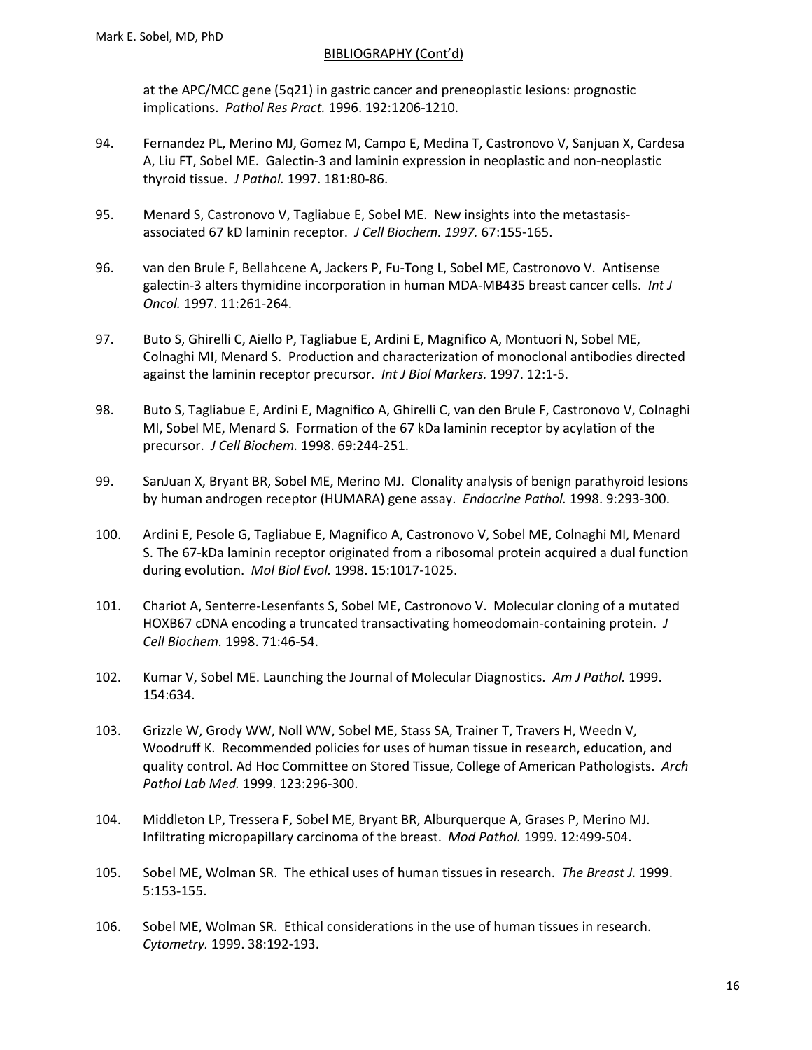at the APC/MCC gene (5q21) in gastric cancer and preneoplastic lesions: prognostic implications. *Pathol Res Pract.* 1996. 192:1206-1210.

94. Fernandez PL, Merino MJ, Gomez M, Campo E, Medina T, Castronovo V, Sanjuan X, Cardesa A, Liu FT, Sobel ME. Galectin-3 and laminin expression in neoplastic and non-neoplastic thyroid tissue. *J Pathol.* 1997. 181:80-86.

95. Menard S, Castronovo V, Tagliabue E, Sobel ME. New insights into the metastasis-associated 67 kD laminin receptor. *J Cell Biochem. 1997.* 67:155-165.

96. van den Brule F, Bellahcene A, Jackers P, Fu-Tong L, Sobel ME, Castronovo V. Antisense galectin-3 alters thymidine incorporation in human MDA-MB435 breast cancer cells. *Int J Oncol.* 1997. 11:261-264.

97. Buto S, Ghirelli C, Aiello P, Tagliabue E, Ardini E, Magnifico A, Montuori N, Sobel ME, Colnaghi MI, Menard S. Production and characterization of monoclonal antibodies directed against the laminin receptor precursor. *Int J Biol Markers.* 1997. 12:1-5.

98. Buto S, Tagliabue E, Ardini E, Magnifico A, Ghirelli C, van den Brule F, Castronovo V, Colnaghi MI, Sobel ME, Menard S. Formation of the 67 kDa laminin receptor by acylation of the precursor. *J Cell Biochem.* 1998. 69:244-251.

99. SanJuan X, Bryant BR, Sobel ME, Merino MJ. Clonality analysis of benign parathyroid lesions by human androgen receptor (HUMARA) gene assay. *Endocrine Pathol.* 1998. 9:293-300.

100. Ardini E, Pesole G, Tagliabue E, Magnifico A, Castronovo V, Sobel ME, Colnaghi MI, Menard S. The 67-kDa laminin receptor originated from a ribosomal protein acquired a dual function during evolution. *Mol Biol Evol.* 1998. 15:1017-1025.

101. Chariot A, Senterre-Lesenfants S, Sobel ME, Castronovo V. Molecular cloning of a mutated HOXB67 cDNA encoding a truncated transactivating homeodomain-containing protein. *J Cell Biochem.* 1998. 71:46-54.

102. Kumar V, Sobel ME. Launching the Journal of Molecular Diagnostics. *Am J Pathol.* 1999. 154:634.

103. Grizzle W, Grody WW, Noll WW, Sobel ME, Stass SA, Trainer T, Travers H, Weedn V, Woodruff K. Recommended policies for uses of human tissue in research, education, and quality control. Ad Hoc Committee on Stored Tissue, College of American Pathologists. *Arch Pathol Lab Med.* 1999. 123:296-300.

104. Middleton LP, Tressera F, Sobel ME, Bryant BR, Alburquerque A, Grases P, Merino MJ. Infiltrating micropapillary carcinoma of the breast. *Mod Pathol.* 1999. 12:499-504.

105. Sobel ME, Wolman SR. The ethical uses of human tissues in research. *The Breast J.* 1999. 5:153-155.

106. Sobel ME, Wolman SR. Ethical considerations in the use of human tissues in research. *Cytometry.* 1999. 38:192-193.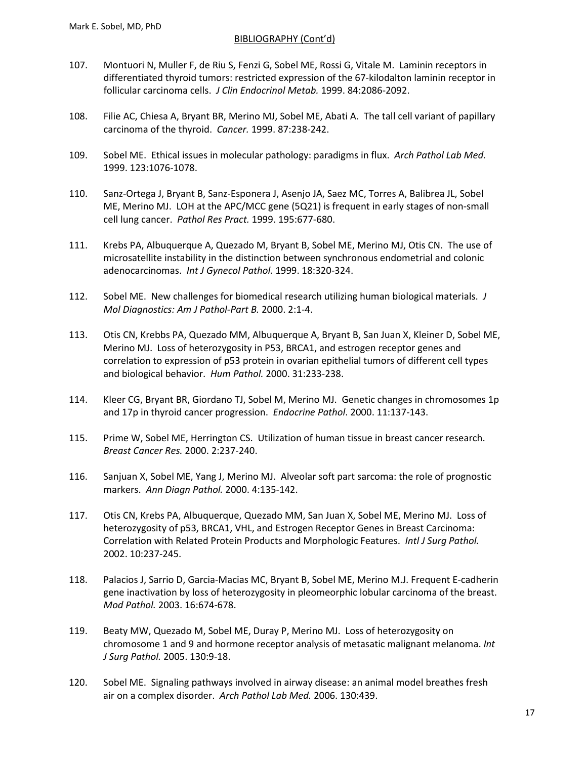BIBLIOGRAPHY (Cont'd)

107. Montuori N, Muller F, de Riu S, Fenzi G, Sobel ME, Rossi G, Vitale M. Laminin receptors in differentiated thyroid tumors: restricted expression of the 67-kilodalton laminin receptor in follicular carcinoma cells. *J Clin Endocrinol Metab.* 1999. 84:2086-2092.

108. Filie AC, Chiesa A, Bryant BR, Merino MJ, Sobel ME, Abati A. The tall cell variant of papillary carcinoma of the thyroid. *Cancer.* 1999. 87:238-242.

109. Sobel ME. Ethical issues in molecular pathology: paradigms in flux. *Arch Pathol Lab Med.* 1999. 123:1076-1078.

110. Sanz-Ortega J, Bryant B, Sanz-Esponera J, Asenjo JA, Saez MC, Torres A, Balibrea JL, Sobel ME, Merino MJ. LOH at the APC/MCC gene (5Q21) is frequent in early stages of non-small cell lung cancer. *Pathol Res Pract.* 1999. 195:677-680.

111. Krebs PA, Albuquerque A, Quezado M, Bryant B, Sobel ME, Merino MJ, Otis CN. The use of microsatellite instability in the distinction between synchronous endometrial and colonic adenocarcinomas. *Int J Gynecol Pathol.* 1999. 18:320-324.

112. Sobel ME. New challenges for biomedical research utilizing human biological materials. *J Mol Diagnostics: Am J Pathol-Part B.* 2000. 2:1-4.

113. Otis CN, Krebbs PA, Quezado MM, Albuquerque A, Bryant B, San Juan X, Kleiner D, Sobel ME, Merino MJ. Loss of heterozygosity in P53, BRCA1, and estrogen receptor genes and correlation to expression of p53 protein in ovarian epithelial tumors of different cell types and biological behavior. *Hum Pathol.* 2000. 31:233-238.

114. Kleer CG, Bryant BR, Giordano TJ, Sobel M, Merino MJ. Genetic changes in chromosomes 1p and 17p in thyroid cancer progression. *Endocrine Pathol*. 2000. 11:137-143.

115. Prime W, Sobel ME, Herrington CS. Utilization of human tissue in breast cancer research. *Breast Cancer Res.* 2000. 2:237-240.

116. Sanjuan X, Sobel ME, Yang J, Merino MJ. Alveolar soft part sarcoma: the role of prognostic markers. *Ann Diagn Pathol.* 2000. 4:135-142.

117. Otis CN, Krebs PA, Albuquerque, Quezado MM, San Juan X, Sobel ME, Merino MJ. Loss of heterozygosity of p53, BRCA1, VHL, and Estrogen Receptor Genes in Breast Carcinoma: Correlation with Related Protein Products and Morphologic Features. *Intl J Surg Pathol.* 2002. 10:237-245.

118. Palacios J, Sarrio D, Garcia-Macias MC, Bryant B, Sobel ME, Merino M.J. Frequent E-cadherin gene inactivation by loss of heterozygosity in pleomeorphic lobular carcinoma of the breast. *Mod Pathol.* 2003. 16:674-678.

119. Beaty MW, Quezado M, Sobel ME, Duray P, Merino MJ. Loss of heterozygosity on chromosome 1 and 9 and hormone receptor analysis of metasatic malignant melanoma. *Int J Surg Pathol.* 2005. 130:9-18.

120. Sobel ME. Signaling pathways involved in airway disease: an animal model breathes fresh air on a complex disorder. *Arch Pathol Lab Med.* 2006. 130:439.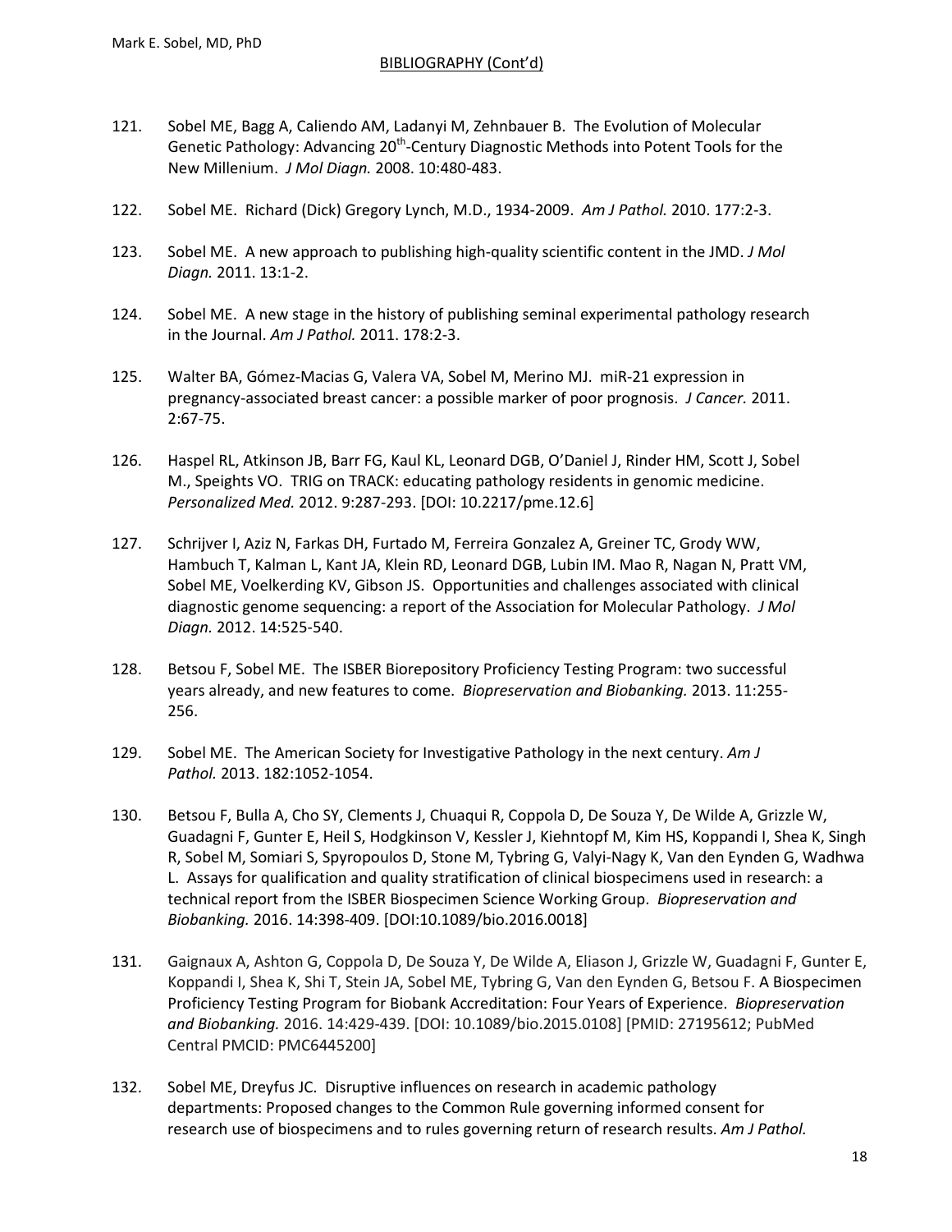## BIBLIOGRAPHY (Cont'd)

121. Sobel ME, Bagg A, Caliendo AM, Ladanyi M, Zehnbauer B. The Evolution of Molecular Genetic Pathology: Advancing 20th-Century Diagnostic Methods into Potent Tools for the New Millenium. *J Mol Diagn.* 2008. 10:480-483.

122. Sobel ME. Richard (Dick) Gregory Lynch, M.D., 1934-2009. *Am J Pathol.* 2010. 177:2-3.

123. Sobel ME. A new approach to publishing high-quality scientific content in the JMD. *J Mol Diagn.* 2011. 13:1-2.

124. Sobel ME. A new stage in the history of publishing seminal experimental pathology research in the Journal. *Am J Pathol.* 2011. 178:2-3.

125. Walter BA, Gómez-Macias G, Valera VA, Sobel M, Merino MJ. miR-21 expression in pregnancy-associated breast cancer: a possible marker of poor prognosis. *J Cancer.* 2011. 2:67-75.

126. Haspel RL, Atkinson JB, Barr FG, Kaul KL, Leonard DGB, O'Daniel J, Rinder HM, Scott J, Sobel M., Speights VO. TRIG on TRACK: educating pathology residents in genomic medicine. *Personalized Med.* 2012. 9:287-293. [DOI: 10.2217/pme.12.6]

127. Schrijver I, Aziz N, Farkas DH, Furtado M, Ferreira Gonzalez A, Greiner TC, Grody WW, Hambuch T, Kalman L, Kant JA, Klein RD, Leonard DGB, Lubin IM. Mao R, Nagan N, Pratt VM, Sobel ME, Voelkerding KV, Gibson JS. Opportunities and challenges associated with clinical diagnostic genome sequencing: a report of the Association for Molecular Pathology. *J Mol Diagn.* 2012. 14:525-540.

128. Betsou F, Sobel ME. The ISBER Biorepository Proficiency Testing Program: two successful years already, and new features to come. *Biopreservation and Biobanking.* 2013. 11:255-256.

129. Sobel ME. The American Society for Investigative Pathology in the next century. *Am J Pathol.* 2013. 182:1052-1054.

130. Betsou F, Bulla A, Cho SY, Clements J, Chuaqui R, Coppola D, De Souza Y, De Wilde A, Grizzle W, Guadagni F, Gunter E, Heil S, Hodgkinson V, Kessler J, Kiehntopf M, Kim HS, Koppandi I, Shea K, Singh R, Sobel M, Somiari S, Spyropoulos D, Stone M, Tybring G, Valyi-Nagy K, Van den Eynden G, Wadhwa L. Assays for qualification and quality stratification of clinical biospecimens used in research: a technical report from the ISBER Biospecimen Science Working Group. *Biopreservation and Biobanking.* 2016. 14:398-409. [DOI:10.1089/bio.2016.0018]

131. Gaignaux A, Ashton G, Coppola D, De Souza Y, De Wilde A, Eliason J, Grizzle W, Guadagni F, Gunter E, Koppandi I, Shea K, Shi T, Stein JA, Sobel ME, Tybring G, Van den Eynden G, Betsou F. A Biospecimen Proficiency Testing Program for Biobank Accreditation: Four Years of Experience. *Biopreservation and Biobanking.* 2016. 14:429-439. [DOI: 10.1089/bio.2015.0108] [PMID: 27195612; PubMed Central PMCID: PMC6445200]

132. Sobel ME, Dreyfus JC. Disruptive influences on research in academic pathology departments: Proposed changes to the Common Rule governing informed consent for research use of biospecimens and to rules governing return of research results. *Am J Pathol.*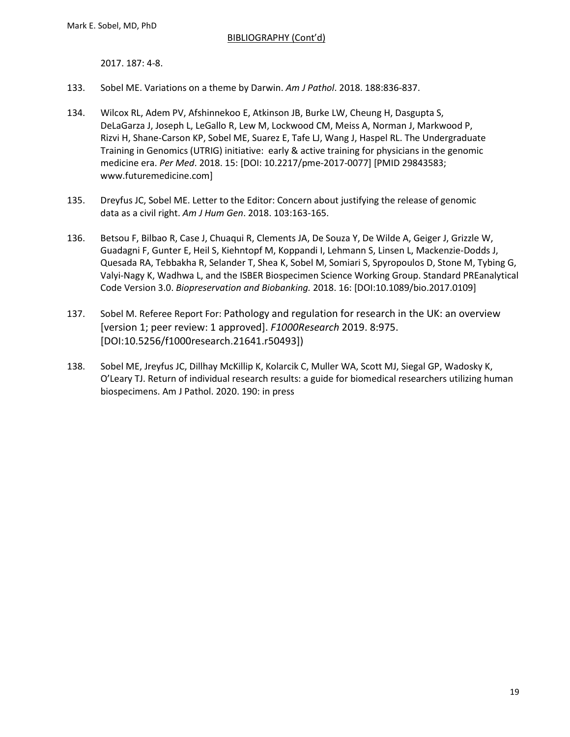2017. 187: 4-8.

133. Sobel ME. Variations on a theme by Darwin. *Am J Pathol*. 2018. 188:836-837.

134. Wilcox RL, Adem PV, Afshinnekoo E, Atkinson JB, Burke LW, Cheung H, Dasgupta S, DeLaGarza J, Joseph L, LeGallo R, Lew M, Lockwood CM, Meiss A, Norman J, Markwood P, Rizvi H, Shane-Carson KP, Sobel ME, Suarez E, Tafe LJ, Wang J, Haspel RL. The Undergraduate Training in Genomics (UTRIG) initiative: early & active training for physicians in the genomic medicine era. *Per Med*. 2018. 15: [DOI: 10.2217/pme-2017-0077] [PMID 29843583; www.futuremedicine.com]

135. Dreyfus JC, Sobel ME. Letter to the Editor: Concern about justifying the release of genomic data as a civil right. *Am J Hum Gen*. 2018. 103:163-165.

136. Betsou F, Bilbao R, Case J, Chuaqui R, Clements JA, De Souza Y, De Wilde A, Geiger J, Grizzle W, Guadagni F, Gunter E, Heil S, Kiehntopf M, Koppandi I, Lehmann S, Linsen L, Mackenzie-Dodds J, Quesada RA, Tebbakha R, Selander T, Shea K, Sobel M, Somiari S, Spyropoulos D, Stone M, Tybing G, Valyi-Nagy K, Wadhwa L, and the ISBER Biospecimen Science Working Group. Standard PREanalytical Code Version 3.0. *Biopreservation and Biobanking.* 2018. 16: [DOI:10.1089/bio.2017.0109]

137. Sobel M. Referee Report For: Pathology and regulation for research in the UK: an overview [version 1; peer review: 1 approved]. *F1000Research* 2019. 8:975. [DOI:10.5256/f1000research.21641.r50493])

138. Sobel ME, Jreyfus JC, Dillhay McKillip K, Kolarcik C, Muller WA, Scott MJ, Siegal GP, Wadosky K, O'Leary TJ. Return of individual research results: a guide for biomedical researchers utilizing human biospecimens. Am J Pathol. 2020. 190: in press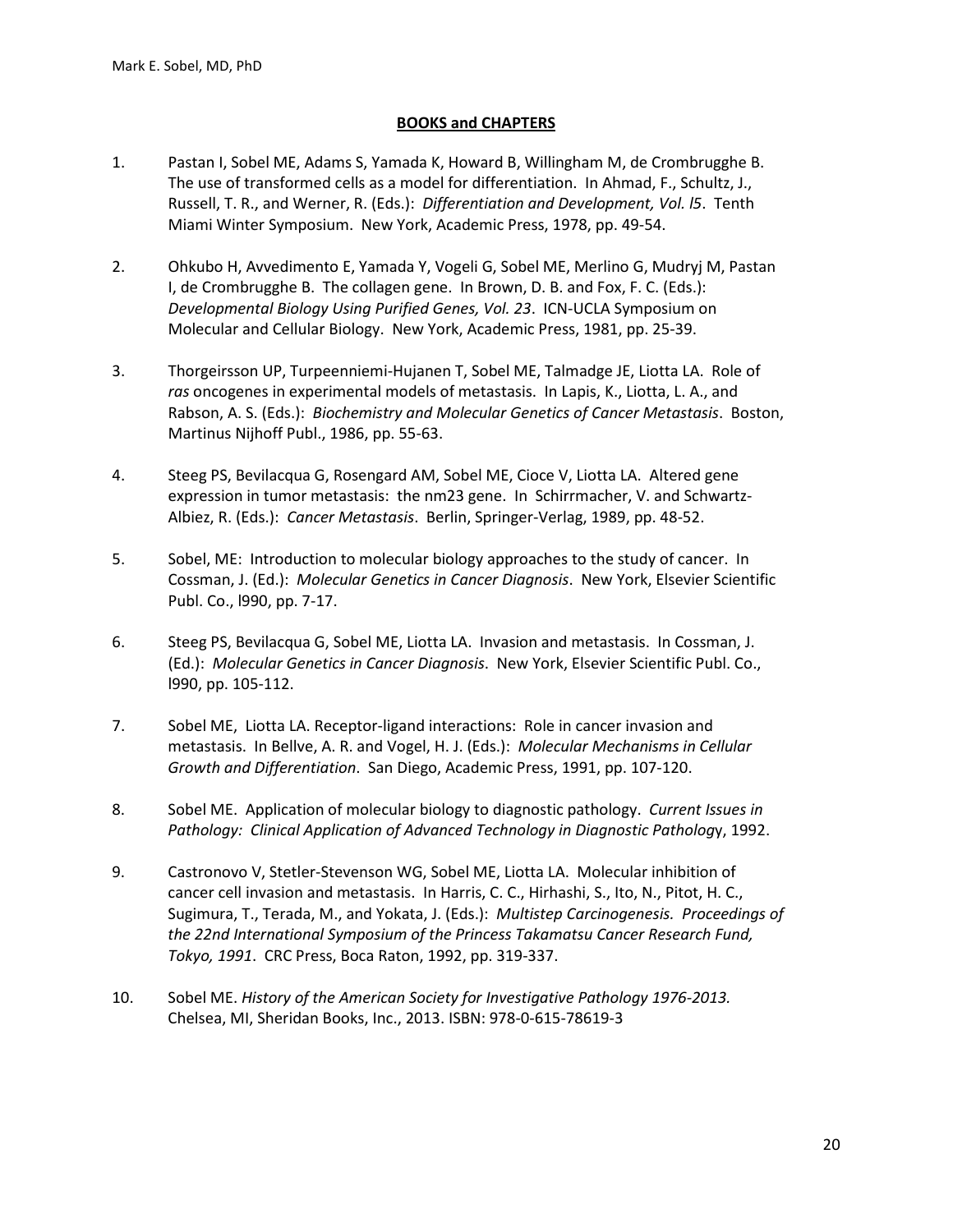## BOOKS and CHAPTERS

1. Pastan I, Sobel ME, Adams S, Yamada K, Howard B, Willingham M, de Crombrugghe B. The use of transformed cells as a model for differentiation. In Ahmad, F., Schultz, J., Russell, T. R., and Werner, R. (Eds.): *Differentiation and Development, Vol. l5*. Tenth Miami Winter Symposium. New York, Academic Press, 1978, pp. 49-54.

2. Ohkubo H, Avvedimento E, Yamada Y, Vogeli G, Sobel ME, Merlino G, Mudryj M, Pastan I, de Crombrugghe B. The collagen gene. In Brown, D. B. and Fox, F. C. (Eds.): *Developmental Biology Using Purified Genes, Vol. 23*. ICN-UCLA Symposium on Molecular and Cellular Biology. New York, Academic Press, 1981, pp. 25-39.

3. Thorgeirsson UP, Turpeenniemi-Hujanen T, Sobel ME, Talmadge JE, Liotta LA. Role of *ras* oncogenes in experimental models of metastasis. In Lapis, K., Liotta, L. A., and Rabson, A. S. (Eds.): *Biochemistry and Molecular Genetics of Cancer Metastasis*. Boston, Martinus Nijhoff Publ., 1986, pp. 55-63.

4. Steeg PS, Bevilacqua G, Rosengard AM, Sobel ME, Cioce V, Liotta LA. Altered gene expression in tumor metastasis: the nm23 gene. In Schirrmacher, V. and Schwartz-Albiez, R. (Eds.): *Cancer Metastasis*. Berlin, Springer-Verlag, 1989, pp. 48-52.

5. Sobel, ME: Introduction to molecular biology approaches to the study of cancer. In Cossman, J. (Ed.): *Molecular Genetics in Cancer Diagnosis*. New York, Elsevier Scientific Publ. Co., l990, pp. 7-17.

6. Steeg PS, Bevilacqua G, Sobel ME, Liotta LA. Invasion and metastasis. In Cossman, J. (Ed.): *Molecular Genetics in Cancer Diagnosis*. New York, Elsevier Scientific Publ. Co., l990, pp. 105-112.

7. Sobel ME, Liotta LA. Receptor-ligand interactions: Role in cancer invasion and metastasis. In Bellve, A. R. and Vogel, H. J. (Eds.): *Molecular Mechanisms in Cellular Growth and Differentiation*. San Diego, Academic Press, 1991, pp. 107-120.

8. Sobel ME. Application of molecular biology to diagnostic pathology. *Current Issues in Pathology: Clinical Application of Advanced Technology in Diagnostic Patholog*y, 1992.

9. Castronovo V, Stetler-Stevenson WG, Sobel ME, Liotta LA. Molecular inhibition of cancer cell invasion and metastasis. In Harris, C. C., Hirhashi, S., Ito, N., Pitot, H. C., Sugimura, T., Terada, M., and Yokata, J. (Eds.): *Multistep Carcinogenesis. Proceedings of the 22nd International Symposium of the Princess Takamatsu Cancer Research Fund, Tokyo, 1991*. CRC Press, Boca Raton, 1992, pp. 319-337.

10. Sobel ME. *History of the American Society for Investigative Pathology 1976-2013.* Chelsea, MI, Sheridan Books, Inc., 2013. ISBN: 978-0-615-78619-3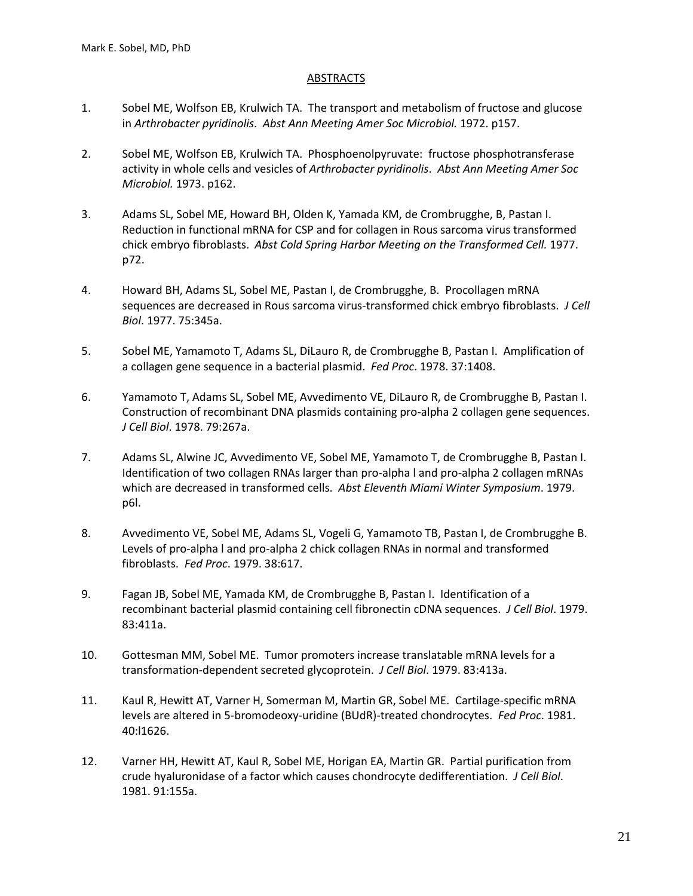## ABSTRACTS

1. Sobel ME, Wolfson EB, Krulwich TA. The transport and metabolism of fructose and glucose in *Arthrobacter pyridinolis*. *Abst Ann Meeting Amer Soc Microbiol.* 1972. p157.

2. Sobel ME, Wolfson EB, Krulwich TA. Phosphoenolpyruvate: fructose phosphotransferase activity in whole cells and vesicles of *Arthrobacter pyridinolis*. *Abst Ann Meeting Amer Soc Microbiol.* 1973. p162.

3. Adams SL, Sobel ME, Howard BH, Olden K, Yamada KM, de Crombrugghe, B, Pastan I. Reduction in functional mRNA for CSP and for collagen in Rous sarcoma virus transformed chick embryo fibroblasts. *Abst Cold Spring Harbor Meeting on the Transformed Cell.* 1977. p72.

4. Howard BH, Adams SL, Sobel ME, Pastan I, de Crombrugghe, B. Procollagen mRNA sequences are decreased in Rous sarcoma virus-transformed chick embryo fibroblasts. *J Cell Biol*. 1977. 75:345a.

5. Sobel ME, Yamamoto T, Adams SL, DiLauro R, de Crombrugghe B, Pastan I. Amplification of a collagen gene sequence in a bacterial plasmid. *Fed Proc*. 1978. 37:1408.

6. Yamamoto T, Adams SL, Sobel ME, Avvedimento VE, DiLauro R, de Crombrugghe B, Pastan I. Construction of recombinant DNA plasmids containing pro-alpha 2 collagen gene sequences. *J Cell Biol*. 1978. 79:267a.

7. Adams SL, Alwine JC, Avvedimento VE, Sobel ME, Yamamoto T, de Crombrugghe B, Pastan I. Identification of two collagen RNAs larger than pro-alpha l and pro-alpha 2 collagen mRNAs which are decreased in transformed cells. *Abst Eleventh Miami Winter Symposium*. 1979. p6l.

8. Avvedimento VE, Sobel ME, Adams SL, Vogeli G, Yamamoto TB, Pastan I, de Crombrugghe B. Levels of pro-alpha l and pro-alpha 2 chick collagen RNAs in normal and transformed fibroblasts. *Fed Proc*. 1979. 38:617.

9. Fagan JB, Sobel ME, Yamada KM, de Crombrugghe B, Pastan I. Identification of a recombinant bacterial plasmid containing cell fibronectin cDNA sequences. *J Cell Biol*. 1979. 83:411a.

10. Gottesman MM, Sobel ME. Tumor promoters increase translatable mRNA levels for a transformation-dependent secreted glycoprotein. *J Cell Biol*. 1979. 83:413a.

11. Kaul R, Hewitt AT, Varner H, Somerman M, Martin GR, Sobel ME. Cartilage-specific mRNA levels are altered in 5-bromodeoxy-uridine (BUdR)-treated chondrocytes. *Fed Proc*. 1981. 40:l1626.

12. Varner HH, Hewitt AT, Kaul R, Sobel ME, Horigan EA, Martin GR. Partial purification from crude hyaluronidase of a factor which causes chondrocyte dedifferentiation. *J Cell Biol*. 1981. 91:155a.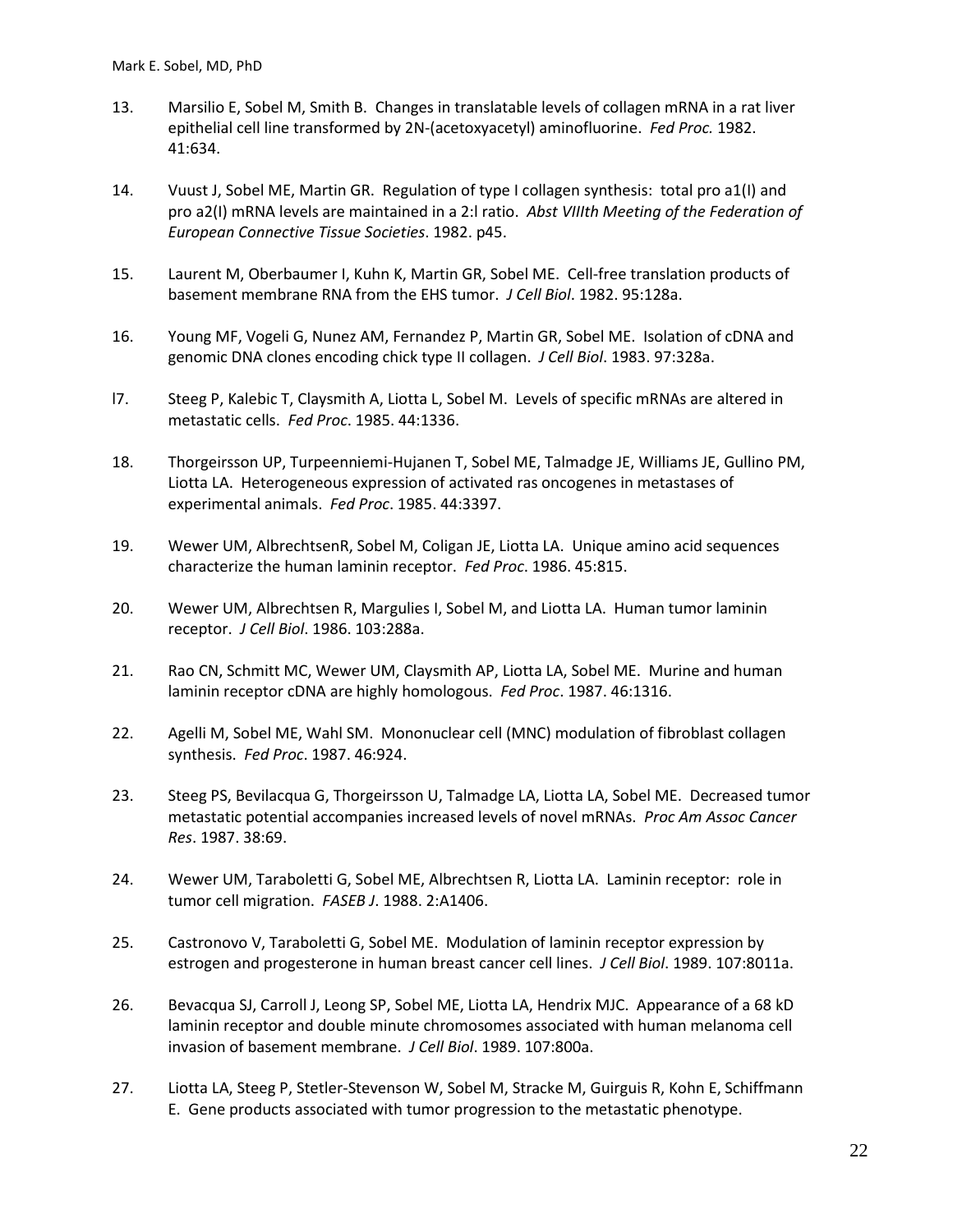13. Marsilio E, Sobel M, Smith B. Changes in translatable levels of collagen mRNA in a rat liver epithelial cell line transformed by 2N-(acetoxyacetyl) aminofluorine. *Fed Proc.* 1982. 41:634.

14. Vuust J, Sobel ME, Martin GR. Regulation of type I collagen synthesis: total pro a1(I) and pro a2(I) mRNA levels are maintained in a 2:l ratio. *Abst VIIIth Meeting of the Federation of European Connective Tissue Societies*. 1982. p45.

15. Laurent M, Oberbaumer I, Kuhn K, Martin GR, Sobel ME. Cell-free translation products of basement membrane RNA from the EHS tumor. *J Cell Biol*. 1982. 95:128a.

16. Young MF, Vogeli G, Nunez AM, Fernandez P, Martin GR, Sobel ME. Isolation of cDNA and genomic DNA clones encoding chick type II collagen. *J Cell Biol*. 1983. 97:328a.

l7. Steeg P, Kalebic T, Claysmith A, Liotta L, Sobel M. Levels of specific mRNAs are altered in metastatic cells. *Fed Proc*. 1985. 44:1336.

18. Thorgeirsson UP, Turpeenniemi-Hujanen T, Sobel ME, Talmadge JE, Williams JE, Gullino PM, Liotta LA. Heterogeneous expression of activated ras oncogenes in metastases of experimental animals. *Fed Proc*. 1985. 44:3397.

19. Wewer UM, AlbrechtsenR, Sobel M, Coligan JE, Liotta LA. Unique amino acid sequences characterize the human laminin receptor. *Fed Proc*. 1986. 45:815.

20. Wewer UM, Albrechtsen R, Margulies I, Sobel M, and Liotta LA. Human tumor laminin receptor. *J Cell Biol*. 1986. 103:288a.

21. Rao CN, Schmitt MC, Wewer UM, Claysmith AP, Liotta LA, Sobel ME. Murine and human laminin receptor cDNA are highly homologous. *Fed Proc*. 1987. 46:1316.

22. Agelli M, Sobel ME, Wahl SM. Mononuclear cell (MNC) modulation of fibroblast collagen synthesis. *Fed Proc*. 1987. 46:924.

23. Steeg PS, Bevilacqua G, Thorgeirsson U, Talmadge LA, Liotta LA, Sobel ME. Decreased tumor metastatic potential accompanies increased levels of novel mRNAs. *Proc Am Assoc Cancer Res*. 1987. 38:69.

24. Wewer UM, Taraboletti G, Sobel ME, Albrechtsen R, Liotta LA. Laminin receptor: role in tumor cell migration. *FASEB J*. 1988. 2:A1406.

25. Castronovo V, Taraboletti G, Sobel ME. Modulation of laminin receptor expression by estrogen and progesterone in human breast cancer cell lines. *J Cell Biol*. 1989. 107:8011a.

26. Bevacqua SJ, Carroll J, Leong SP, Sobel ME, Liotta LA, Hendrix MJC. Appearance of a 68 kD laminin receptor and double minute chromosomes associated with human melanoma cell invasion of basement membrane. *J Cell Biol*. 1989. 107:800a.

27. Liotta LA, Steeg P, Stetler-Stevenson W, Sobel M, Stracke M, Guirguis R, Kohn E, Schiffmann E. Gene products associated with tumor progression to the metastatic phenotype.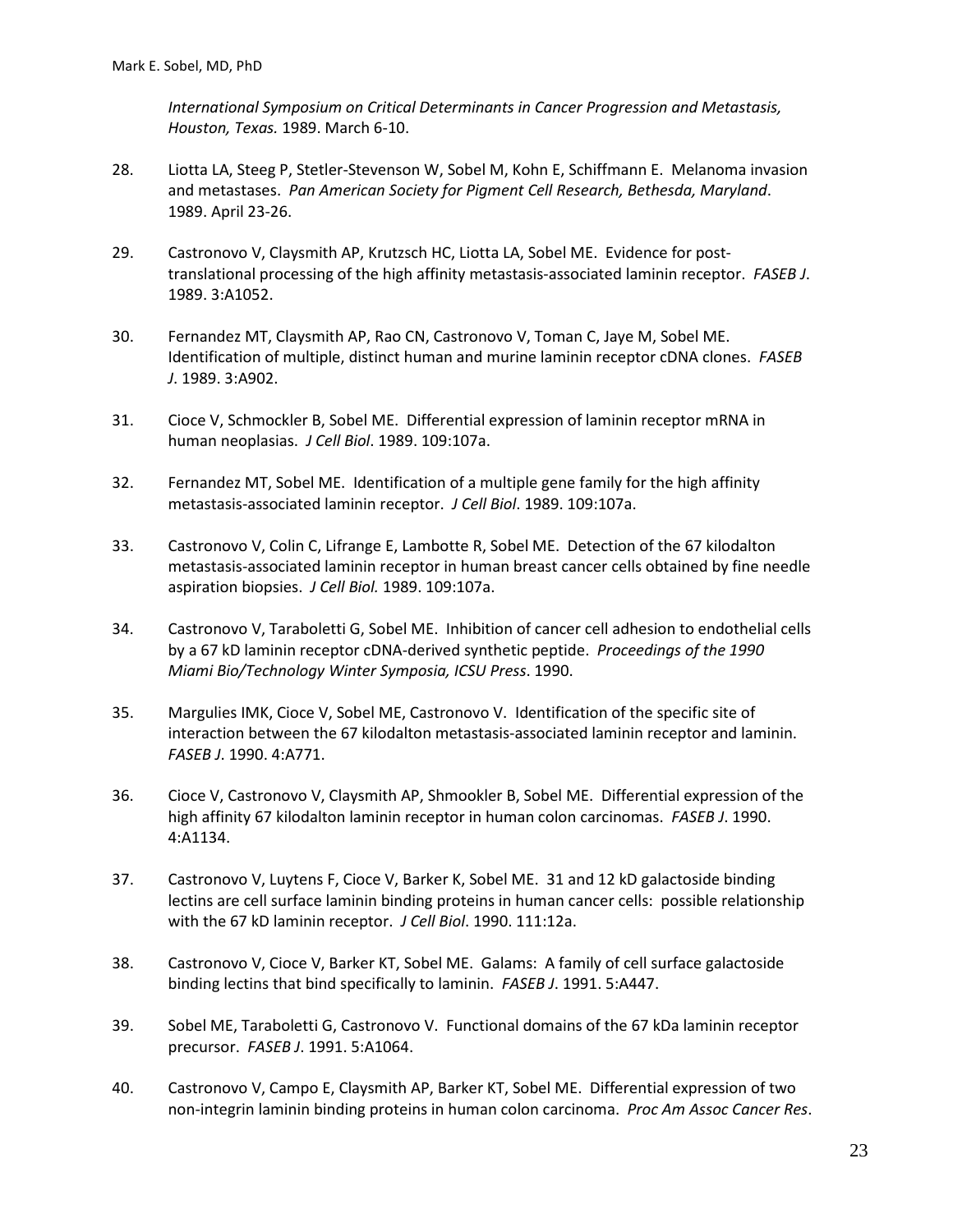*International Symposium on Critical Determinants in Cancer Progression and Metastasis, Houston, Texas.* 1989. March 6-10.

28. Liotta LA, Steeg P, Stetler-Stevenson W, Sobel M, Kohn E, Schiffmann E. Melanoma invasion and metastases. *Pan American Society for Pigment Cell Research, Bethesda, Maryland*. 1989. April 23-26.

29. Castronovo V, Claysmith AP, Krutzsch HC, Liotta LA, Sobel ME. Evidence for post-translational processing of the high affinity metastasis-associated laminin receptor. *FASEB J*. 1989. 3:A1052.

30. Fernandez MT, Claysmith AP, Rao CN, Castronovo V, Toman C, Jaye M, Sobel ME. Identification of multiple, distinct human and murine laminin receptor cDNA clones. *FASEB J*. 1989. 3:A902.

31. Cioce V, Schmockler B, Sobel ME. Differential expression of laminin receptor mRNA in human neoplasias. *J Cell Biol*. 1989. 109:107a.

32. Fernandez MT, Sobel ME. Identification of a multiple gene family for the high affinity metastasis-associated laminin receptor. *J Cell Biol*. 1989. 109:107a.

33. Castronovo V, Colin C, Lifrange E, Lambotte R, Sobel ME. Detection of the 67 kilodalton metastasis-associated laminin receptor in human breast cancer cells obtained by fine needle aspiration biopsies. *J Cell Biol.* 1989. 109:107a.

34. Castronovo V, Taraboletti G, Sobel ME. Inhibition of cancer cell adhesion to endothelial cells by a 67 kD laminin receptor cDNA-derived synthetic peptide. *Proceedings of the 1990 Miami Bio/Technology Winter Symposia, ICSU Press*. 1990.

35. Margulies IMK, Cioce V, Sobel ME, Castronovo V. Identification of the specific site of interaction between the 67 kilodalton metastasis-associated laminin receptor and laminin. *FASEB J*. 1990. 4:A771.

36. Cioce V, Castronovo V, Claysmith AP, Shmookler B, Sobel ME. Differential expression of the high affinity 67 kilodalton laminin receptor in human colon carcinomas. *FASEB J*. 1990. 4:A1134.

37. Castronovo V, Luytens F, Cioce V, Barker K, Sobel ME. 31 and 12 kD galactoside binding lectins are cell surface laminin binding proteins in human cancer cells: possible relationship with the 67 kD laminin receptor. *J Cell Biol*. 1990. 111:12a.

38. Castronovo V, Cioce V, Barker KT, Sobel ME. Galams: A family of cell surface galactoside binding lectins that bind specifically to laminin. *FASEB J*. 1991. 5:A447.

39. Sobel ME, Taraboletti G, Castronovo V. Functional domains of the 67 kDa laminin receptor precursor. *FASEB J*. 1991. 5:A1064.

40. Castronovo V, Campo E, Claysmith AP, Barker KT, Sobel ME. Differential expression of two non-integrin laminin binding proteins in human colon carcinoma. *Proc Am Assoc Cancer Res*.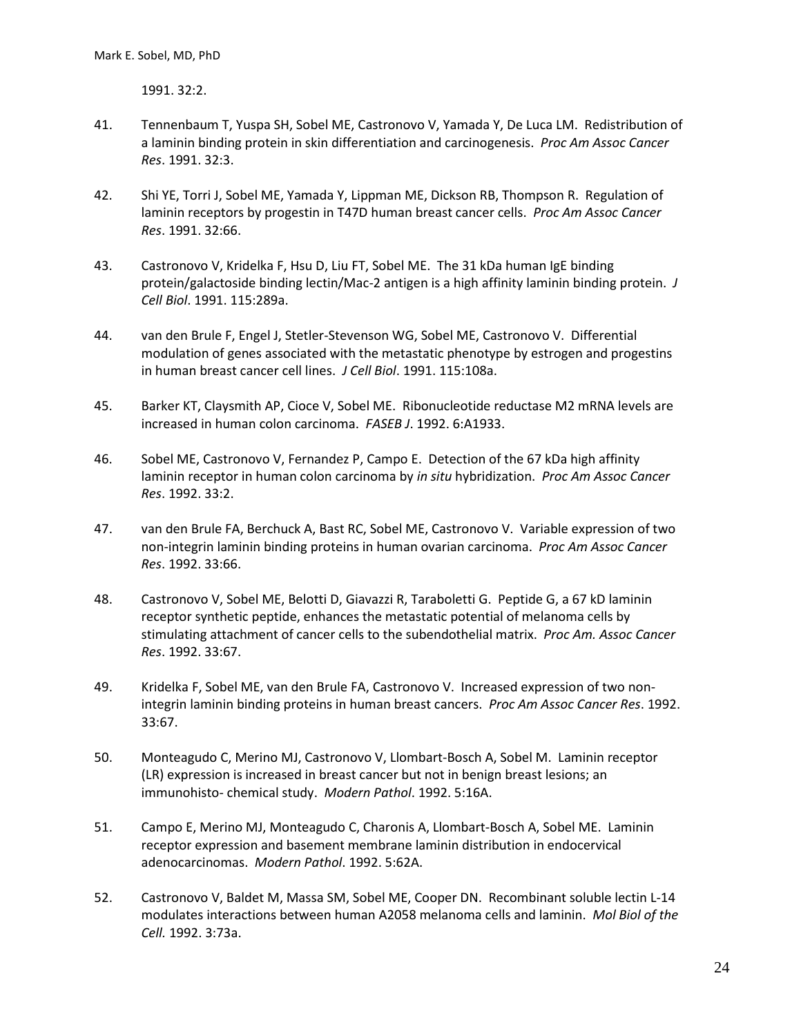1991. 32:2.

41. Tennenbaum T, Yuspa SH, Sobel ME, Castronovo V, Yamada Y, De Luca LM. Redistribution of a laminin binding protein in skin differentiation and carcinogenesis. *Proc Am Assoc Cancer Res*. 1991. 32:3.

42. Shi YE, Torri J, Sobel ME, Yamada Y, Lippman ME, Dickson RB, Thompson R. Regulation of laminin receptors by progestin in T47D human breast cancer cells. *Proc Am Assoc Cancer Res*. 1991. 32:66.

43. Castronovo V, Kridelka F, Hsu D, Liu FT, Sobel ME. The 31 kDa human IgE binding protein/galactoside binding lectin/Mac-2 antigen is a high affinity laminin binding protein. *J Cell Biol*. 1991. 115:289a.

44. van den Brule F, Engel J, Stetler-Stevenson WG, Sobel ME, Castronovo V. Differential modulation of genes associated with the metastatic phenotype by estrogen and progestins in human breast cancer cell lines. *J Cell Biol*. 1991. 115:108a.

45. Barker KT, Claysmith AP, Cioce V, Sobel ME. Ribonucleotide reductase M2 mRNA levels are increased in human colon carcinoma. *FASEB J*. 1992. 6:A1933.

46. Sobel ME, Castronovo V, Fernandez P, Campo E. Detection of the 67 kDa high affinity laminin receptor in human colon carcinoma by *in situ* hybridization. *Proc Am Assoc Cancer Res*. 1992. 33:2.

47. van den Brule FA, Berchuck A, Bast RC, Sobel ME, Castronovo V. Variable expression of two non-integrin laminin binding proteins in human ovarian carcinoma. *Proc Am Assoc Cancer Res*. 1992. 33:66.

48. Castronovo V, Sobel ME, Belotti D, Giavazzi R, Taraboletti G. Peptide G, a 67 kD laminin receptor synthetic peptide, enhances the metastatic potential of melanoma cells by stimulating attachment of cancer cells to the subendothelial matrix. *Proc Am. Assoc Cancer Res*. 1992. 33:67.

49. Kridelka F, Sobel ME, van den Brule FA, Castronovo V. Increased expression of two non-integrin laminin binding proteins in human breast cancers. *Proc Am Assoc Cancer Res*. 1992. 33:67.

50. Monteagudo C, Merino MJ, Castronovo V, Llombart-Bosch A, Sobel M. Laminin receptor (LR) expression is increased in breast cancer but not in benign breast lesions; an immunohisto- chemical study. *Modern Pathol*. 1992. 5:16A.

51. Campo E, Merino MJ, Monteagudo C, Charonis A, Llombart-Bosch A, Sobel ME. Laminin receptor expression and basement membrane laminin distribution in endocervical adenocarcinomas. *Modern Pathol*. 1992. 5:62A.

52. Castronovo V, Baldet M, Massa SM, Sobel ME, Cooper DN. Recombinant soluble lectin L-14 modulates interactions between human A2058 melanoma cells and laminin. *Mol Biol of the Cell.* 1992. 3:73a.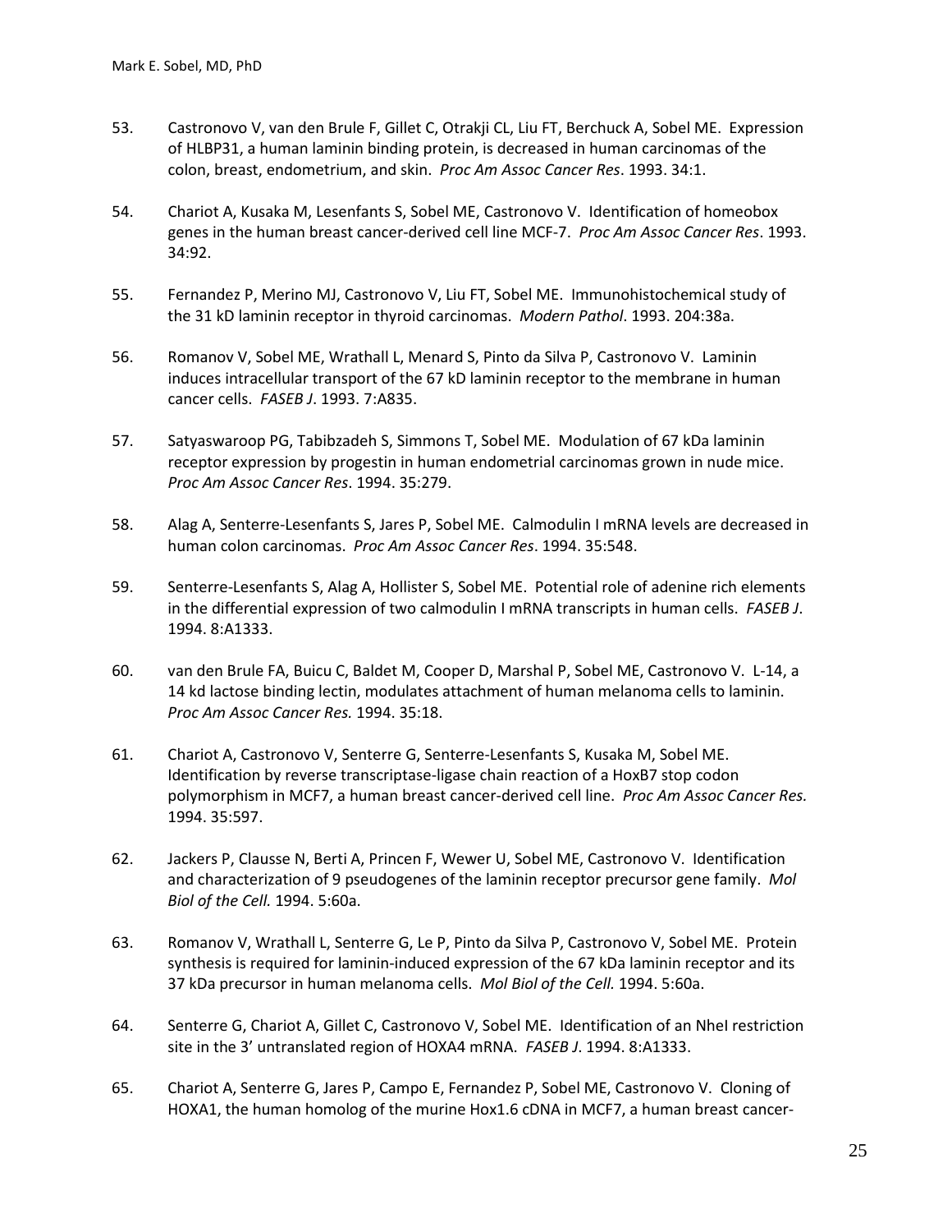53. Castronovo V, van den Brule F, Gillet C, Otrakji CL, Liu FT, Berchuck A, Sobel ME. Expression of HLBP31, a human laminin binding protein, is decreased in human carcinomas of the colon, breast, endometrium, and skin. *Proc Am Assoc Cancer Res*. 1993. 34:1.

54. Chariot A, Kusaka M, Lesenfants S, Sobel ME, Castronovo V. Identification of homeobox genes in the human breast cancer-derived cell line MCF-7. *Proc Am Assoc Cancer Res*. 1993. 34:92.

55. Fernandez P, Merino MJ, Castronovo V, Liu FT, Sobel ME. Immunohistochemical study of the 31 kD laminin receptor in thyroid carcinomas. *Modern Pathol*. 1993. 204:38a.

56. Romanov V, Sobel ME, Wrathall L, Menard S, Pinto da Silva P, Castronovo V. Laminin induces intracellular transport of the 67 kD laminin receptor to the membrane in human cancer cells. *FASEB J*. 1993. 7:A835.

57. Satyaswaroop PG, Tabibzadeh S, Simmons T, Sobel ME. Modulation of 67 kDa laminin receptor expression by progestin in human endometrial carcinomas grown in nude mice. *Proc Am Assoc Cancer Res*. 1994. 35:279.

58. Alag A, Senterre-Lesenfants S, Jares P, Sobel ME. Calmodulin I mRNA levels are decreased in human colon carcinomas. *Proc Am Assoc Cancer Res*. 1994. 35:548.

59. Senterre-Lesenfants S, Alag A, Hollister S, Sobel ME. Potential role of adenine rich elements in the differential expression of two calmodulin I mRNA transcripts in human cells. *FASEB J*. 1994. 8:A1333.

60. van den Brule FA, Buicu C, Baldet M, Cooper D, Marshal P, Sobel ME, Castronovo V. L-14, a 14 kd lactose binding lectin, modulates attachment of human melanoma cells to laminin. *Proc Am Assoc Cancer Res.* 1994. 35:18.

61. Chariot A, Castronovo V, Senterre G, Senterre-Lesenfants S, Kusaka M, Sobel ME. Identification by reverse transcriptase-ligase chain reaction of a HoxB7 stop codon polymorphism in MCF7, a human breast cancer-derived cell line. *Proc Am Assoc Cancer Res.* 1994. 35:597.

62. Jackers P, Clausse N, Berti A, Princen F, Wewer U, Sobel ME, Castronovo V. Identification and characterization of 9 pseudogenes of the laminin receptor precursor gene family. *Mol Biol of the Cell.* 1994. 5:60a.

63. Romanov V, Wrathall L, Senterre G, Le P, Pinto da Silva P, Castronovo V, Sobel ME. Protein synthesis is required for laminin-induced expression of the 67 kDa laminin receptor and its 37 kDa precursor in human melanoma cells. *Mol Biol of the Cell.* 1994. 5:60a.

64. Senterre G, Chariot A, Gillet C, Castronovo V, Sobel ME. Identification of an NheI restriction site in the 3' untranslated region of HOXA4 mRNA. *FASEB J*. 1994. 8:A1333.

65. Chariot A, Senterre G, Jares P, Campo E, Fernandez P, Sobel ME, Castronovo V. Cloning of HOXA1, the human homolog of the murine Hox1.6 cDNA in MCF7, a human breast cancer-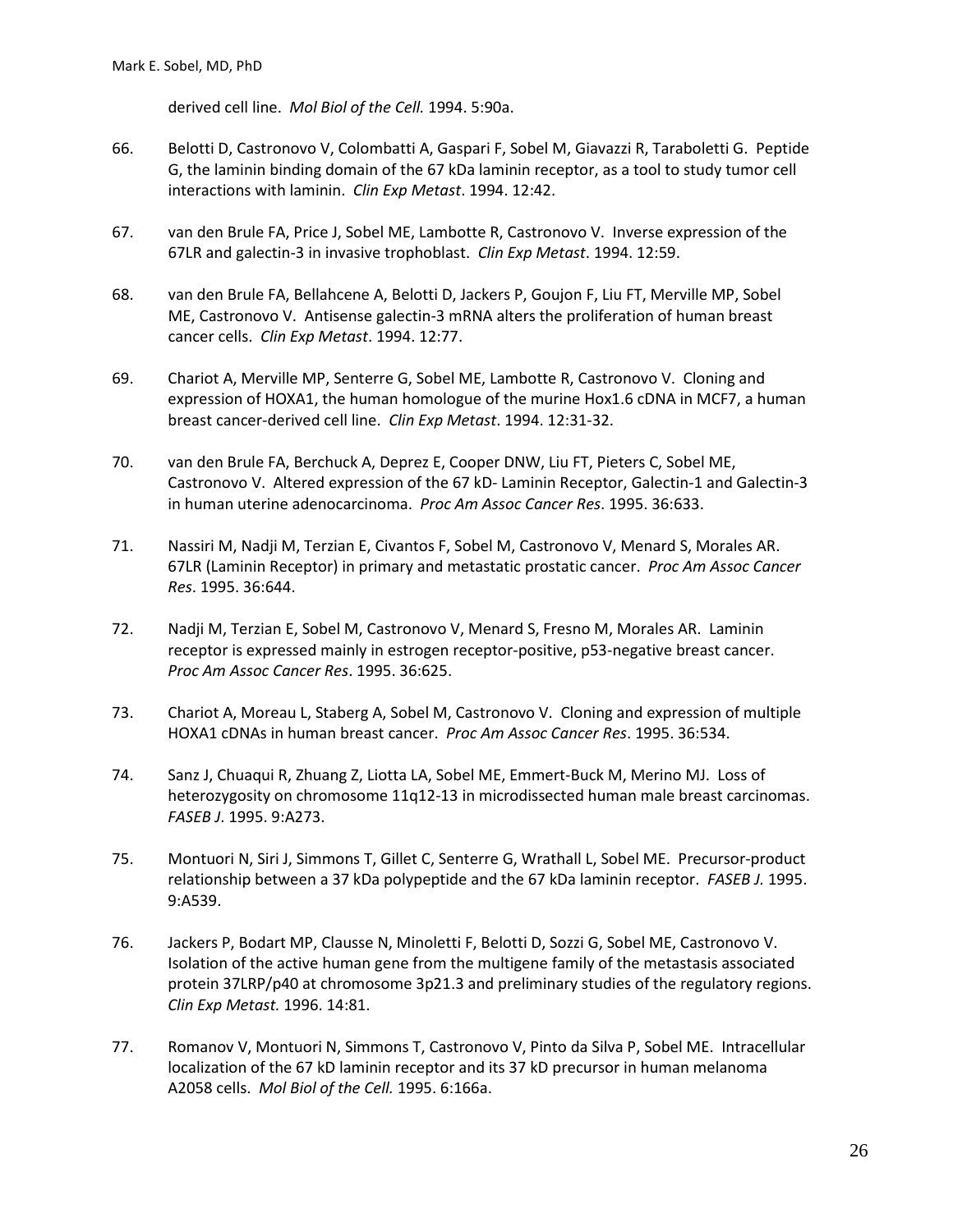derived cell line. *Mol Biol of the Cell.* 1994. 5:90a.

66. Belotti D, Castronovo V, Colombatti A, Gaspari F, Sobel M, Giavazzi R, Taraboletti G. Peptide G, the laminin binding domain of the 67 kDa laminin receptor, as a tool to study tumor cell interactions with laminin. *Clin Exp Metast*. 1994. 12:42.

67. van den Brule FA, Price J, Sobel ME, Lambotte R, Castronovo V. Inverse expression of the 67LR and galectin-3 in invasive trophoblast. *Clin Exp Metast*. 1994. 12:59.

68. van den Brule FA, Bellahcene A, Belotti D, Jackers P, Goujon F, Liu FT, Merville MP, Sobel ME, Castronovo V. Antisense galectin-3 mRNA alters the proliferation of human breast cancer cells. *Clin Exp Metast*. 1994. 12:77.

69. Chariot A, Merville MP, Senterre G, Sobel ME, Lambotte R, Castronovo V. Cloning and expression of HOXA1, the human homologue of the murine Hox1.6 cDNA in MCF7, a human breast cancer-derived cell line. *Clin Exp Metast*. 1994. 12:31-32.

70. van den Brule FA, Berchuck A, Deprez E, Cooper DNW, Liu FT, Pieters C, Sobel ME, Castronovo V. Altered expression of the 67 kD- Laminin Receptor, Galectin-1 and Galectin-3 in human uterine adenocarcinoma. *Proc Am Assoc Cancer Res*. 1995. 36:633.

71. Nassiri M, Nadji M, Terzian E, Civantos F, Sobel M, Castronovo V, Menard S, Morales AR. 67LR (Laminin Receptor) in primary and metastatic prostatic cancer. *Proc Am Assoc Cancer Res*. 1995. 36:644.

72. Nadji M, Terzian E, Sobel M, Castronovo V, Menard S, Fresno M, Morales AR. Laminin receptor is expressed mainly in estrogen receptor-positive, p53-negative breast cancer. *Proc Am Assoc Cancer Res*. 1995. 36:625.

73. Chariot A, Moreau L, Staberg A, Sobel M, Castronovo V. Cloning and expression of multiple HOXA1 cDNAs in human breast cancer. *Proc Am Assoc Cancer Res*. 1995. 36:534.

74. Sanz J, Chuaqui R, Zhuang Z, Liotta LA, Sobel ME, Emmert-Buck M, Merino MJ. Loss of heterozygosity on chromosome 11q12-13 in microdissected human male breast carcinomas. *FASEB J*. 1995. 9:A273.

75. Montuori N, Siri J, Simmons T, Gillet C, Senterre G, Wrathall L, Sobel ME. Precursor-product relationship between a 37 kDa polypeptide and the 67 kDa laminin receptor. *FASEB J.* 1995. 9:A539.

76. Jackers P, Bodart MP, Clausse N, Minoletti F, Belotti D, Sozzi G, Sobel ME, Castronovo V. Isolation of the active human gene from the multigene family of the metastasis associated protein 37LRP/p40 at chromosome 3p21.3 and preliminary studies of the regulatory regions. *Clin Exp Metast.* 1996. 14:81.

77. Romanov V, Montuori N, Simmons T, Castronovo V, Pinto da Silva P, Sobel ME. Intracellular localization of the 67 kD laminin receptor and its 37 kD precursor in human melanoma A2058 cells. *Mol Biol of the Cell.* 1995. 6:166a.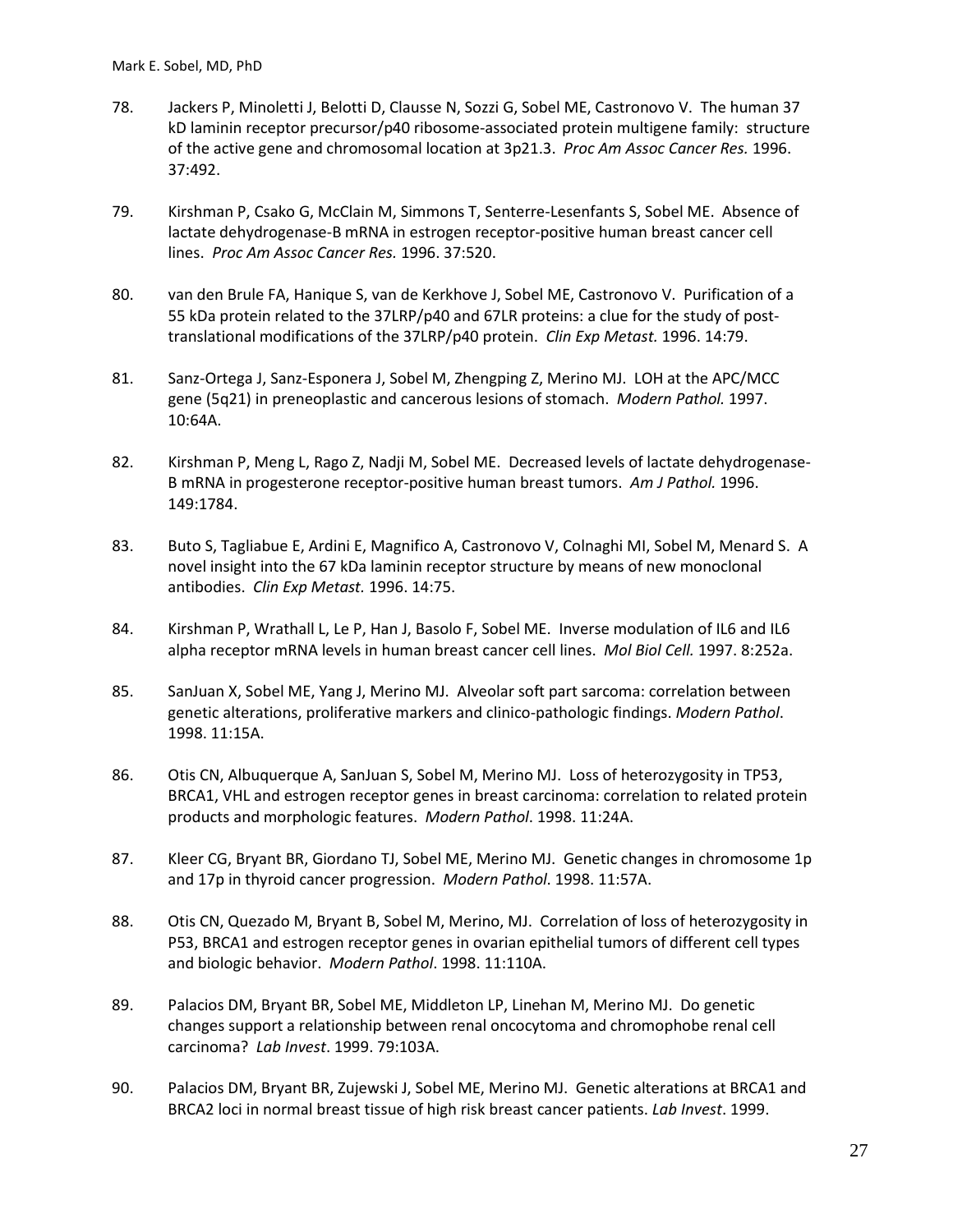78. Jackers P, Minoletti J, Belotti D, Clausse N, Sozzi G, Sobel ME, Castronovo V. The human 37 kD laminin receptor precursor/p40 ribosome-associated protein multigene family: structure of the active gene and chromosomal location at 3p21.3. *Proc Am Assoc Cancer Res.* 1996. 37:492.

79. Kirshman P, Csako G, McClain M, Simmons T, Senterre-Lesenfants S, Sobel ME. Absence of lactate dehydrogenase-B mRNA in estrogen receptor-positive human breast cancer cell lines. *Proc Am Assoc Cancer Res.* 1996. 37:520.

80. van den Brule FA, Hanique S, van de Kerkhove J, Sobel ME, Castronovo V. Purification of a 55 kDa protein related to the 37LRP/p40 and 67LR proteins: a clue for the study of post-translational modifications of the 37LRP/p40 protein. *Clin Exp Metast.* 1996. 14:79.

81. Sanz-Ortega J, Sanz-Esponera J, Sobel M, Zhengping Z, Merino MJ. LOH at the APC/MCC gene (5q21) in preneoplastic and cancerous lesions of stomach. *Modern Pathol.* 1997. 10:64A.

82. Kirshman P, Meng L, Rago Z, Nadji M, Sobel ME. Decreased levels of lactate dehydrogenase-B mRNA in progesterone receptor-positive human breast tumors. *Am J Pathol.* 1996. 149:1784.

83. Buto S, Tagliabue E, Ardini E, Magnifico A, Castronovo V, Colnaghi MI, Sobel M, Menard S. A novel insight into the 67 kDa laminin receptor structure by means of new monoclonal antibodies. *Clin Exp Metast.* 1996. 14:75.

84. Kirshman P, Wrathall L, Le P, Han J, Basolo F, Sobel ME. Inverse modulation of IL6 and IL6 alpha receptor mRNA levels in human breast cancer cell lines. *Mol Biol Cell.* 1997. 8:252a.

85. SanJuan X, Sobel ME, Yang J, Merino MJ. Alveolar soft part sarcoma: correlation between genetic alterations, proliferative markers and clinico-pathologic findings. *Modern Pathol*. 1998. 11:15A.

86. Otis CN, Albuquerque A, SanJuan S, Sobel M, Merino MJ. Loss of heterozygosity in TP53, BRCA1, VHL and estrogen receptor genes in breast carcinoma: correlation to related protein products and morphologic features. *Modern Pathol*. 1998. 11:24A.

87. Kleer CG, Bryant BR, Giordano TJ, Sobel ME, Merino MJ. Genetic changes in chromosome 1p and 17p in thyroid cancer progression. *Modern Pathol*. 1998. 11:57A.

88. Otis CN, Quezado M, Bryant B, Sobel M, Merino, MJ. Correlation of loss of heterozygosity in P53, BRCA1 and estrogen receptor genes in ovarian epithelial tumors of different cell types and biologic behavior. *Modern Pathol*. 1998. 11:110A.

89. Palacios DM, Bryant BR, Sobel ME, Middleton LP, Linehan M, Merino MJ. Do genetic changes support a relationship between renal oncocytoma and chromophobe renal cell carcinoma? *Lab Invest*. 1999. 79:103A.

90. Palacios DM, Bryant BR, Zujewski J, Sobel ME, Merino MJ. Genetic alterations at BRCA1 and BRCA2 loci in normal breast tissue of high risk breast cancer patients. *Lab Invest*. 1999.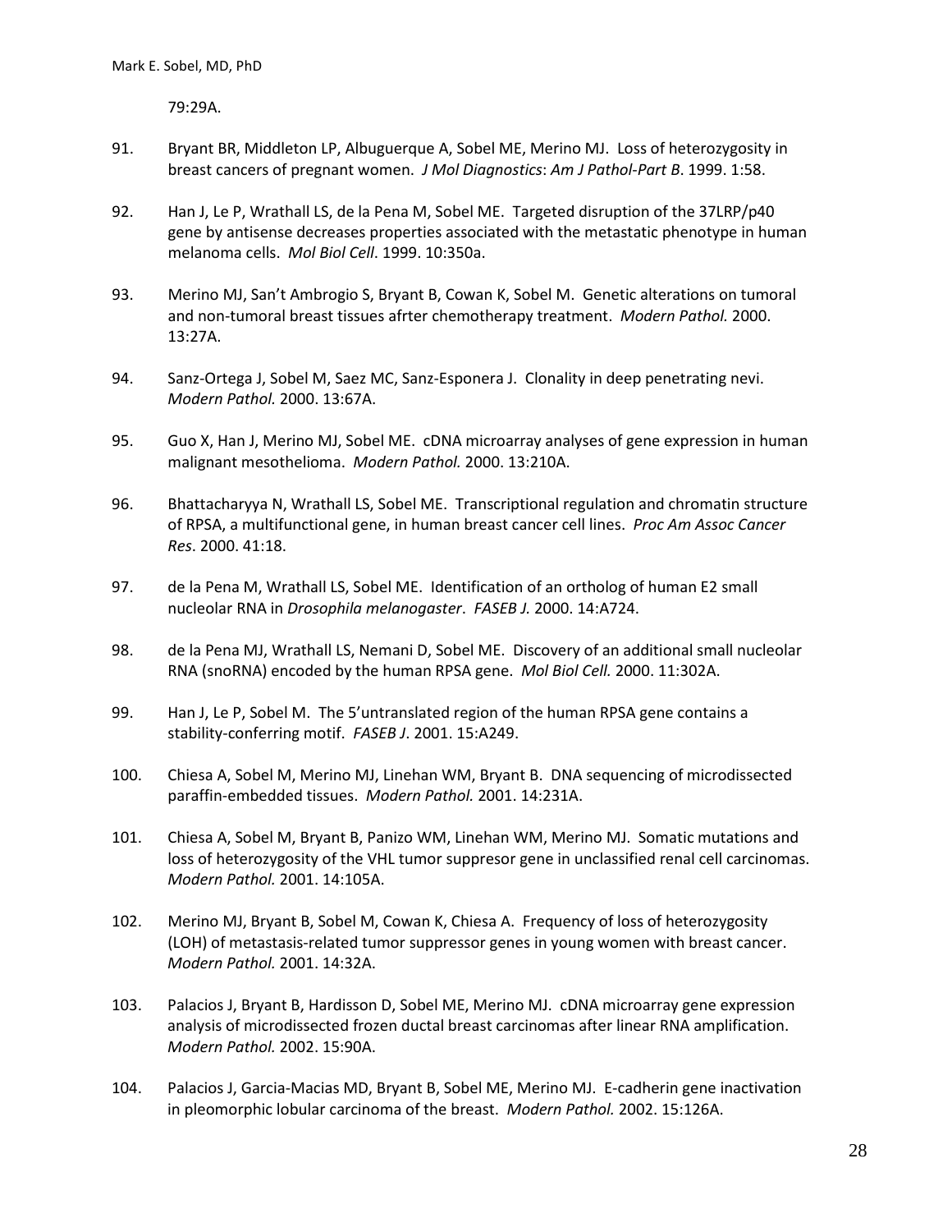79:29A.

91. Bryant BR, Middleton LP, Albuguerque A, Sobel ME, Merino MJ. Loss of heterozygosity in breast cancers of pregnant women. *J Mol Diagnostics*: *Am J Pathol-Part B*. 1999. 1:58.

92. Han J, Le P, Wrathall LS, de la Pena M, Sobel ME. Targeted disruption of the 37LRP/p40 gene by antisense decreases properties associated with the metastatic phenotype in human melanoma cells. *Mol Biol Cell*. 1999. 10:350a.

93. Merino MJ, San't Ambrogio S, Bryant B, Cowan K, Sobel M. Genetic alterations on tumoral and non-tumoral breast tissues afrter chemotherapy treatment. *Modern Pathol.* 2000. 13:27A.

94. Sanz-Ortega J, Sobel M, Saez MC, Sanz-Esponera J. Clonality in deep penetrating nevi. *Modern Pathol.* 2000. 13:67A.

95. Guo X, Han J, Merino MJ, Sobel ME. cDNA microarray analyses of gene expression in human malignant mesothelioma. *Modern Pathol.* 2000. 13:210A.

96. Bhattacharyya N, Wrathall LS, Sobel ME. Transcriptional regulation and chromatin structure of RPSA, a multifunctional gene, in human breast cancer cell lines. *Proc Am Assoc Cancer Res*. 2000. 41:18.

97. de la Pena M, Wrathall LS, Sobel ME. Identification of an ortholog of human E2 small nucleolar RNA in *Drosophila melanogaster*. *FASEB J.* 2000. 14:A724.

98. de la Pena MJ, Wrathall LS, Nemani D, Sobel ME. Discovery of an additional small nucleolar RNA (snoRNA) encoded by the human RPSA gene. *Mol Biol Cell.* 2000. 11:302A.

99. Han J, Le P, Sobel M. The 5'untranslated region of the human RPSA gene contains a stability-conferring motif. *FASEB J*. 2001. 15:A249.

100. Chiesa A, Sobel M, Merino MJ, Linehan WM, Bryant B. DNA sequencing of microdissected paraffin-embedded tissues. *Modern Pathol.* 2001. 14:231A.

101. Chiesa A, Sobel M, Bryant B, Panizo WM, Linehan WM, Merino MJ. Somatic mutations and loss of heterozygosity of the VHL tumor suppresor gene in unclassified renal cell carcinomas. *Modern Pathol.* 2001. 14:105A.

102. Merino MJ, Bryant B, Sobel M, Cowan K, Chiesa A. Frequency of loss of heterozygosity (LOH) of metastasis-related tumor suppressor genes in young women with breast cancer. *Modern Pathol.* 2001. 14:32A.

103. Palacios J, Bryant B, Hardisson D, Sobel ME, Merino MJ. cDNA microarray gene expression analysis of microdissected frozen ductal breast carcinomas after linear RNA amplification. *Modern Pathol.* 2002. 15:90A.

104. Palacios J, Garcia-Macias MD, Bryant B, Sobel ME, Merino MJ. E-cadherin gene inactivation in pleomorphic lobular carcinoma of the breast. *Modern Pathol.* 2002. 15:126A.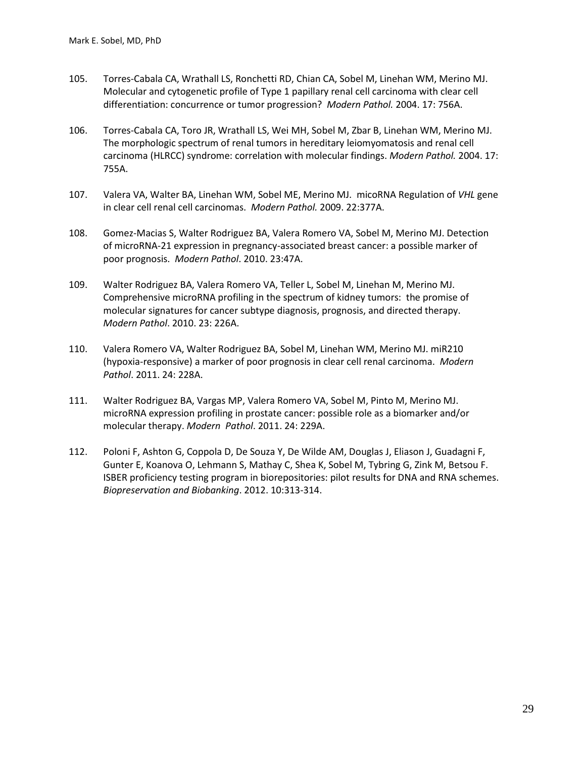105. Torres-Cabala CA, Wrathall LS, Ronchetti RD, Chian CA, Sobel M, Linehan WM, Merino MJ. Molecular and cytogenetic profile of Type 1 papillary renal cell carcinoma with clear cell differentiation: concurrence or tumor progression? *Modern Pathol.* 2004. 17: 756A.

106. Torres-Cabala CA, Toro JR, Wrathall LS, Wei MH, Sobel M, Zbar B, Linehan WM, Merino MJ. The morphologic spectrum of renal tumors in hereditary leiomyomatosis and renal cell carcinoma (HLRCC) syndrome: correlation with molecular findings. *Modern Pathol.* 2004. 17: 755A.

107. Valera VA, Walter BA, Linehan WM, Sobel ME, Merino MJ. micoRNA Regulation of *VHL* gene in clear cell renal cell carcinomas. *Modern Pathol.* 2009. 22:377A.

108. Gomez-Macias S, Walter Rodriguez BA, Valera Romero VA, Sobel M, Merino MJ. Detection of microRNA-21 expression in pregnancy-associated breast cancer: a possible marker of poor prognosis. *Modern Pathol*. 2010. 23:47A.

109. Walter Rodriguez BA, Valera Romero VA, Teller L, Sobel M, Linehan M, Merino MJ. Comprehensive microRNA profiling in the spectrum of kidney tumors: the promise of molecular signatures for cancer subtype diagnosis, prognosis, and directed therapy. *Modern Pathol*. 2010. 23: 226A.

110. Valera Romero VA, Walter Rodriguez BA, Sobel M, Linehan WM, Merino MJ. miR210 (hypoxia-responsive) a marker of poor prognosis in clear cell renal carcinoma. *Modern Pathol*. 2011. 24: 228A.

111. Walter Rodriguez BA, Vargas MP, Valera Romero VA, Sobel M, Pinto M, Merino MJ. microRNA expression profiling in prostate cancer: possible role as a biomarker and/or molecular therapy. *Modern Pathol*. 2011. 24: 229A.

112. Poloni F, Ashton G, Coppola D, De Souza Y, De Wilde AM, Douglas J, Eliason J, Guadagni F, Gunter E, Koanova O, Lehmann S, Mathay C, Shea K, Sobel M, Tybring G, Zink M, Betsou F. ISBER proficiency testing program in biorepositories: pilot results for DNA and RNA schemes. *Biopreservation and Biobanking*. 2012. 10:313-314.